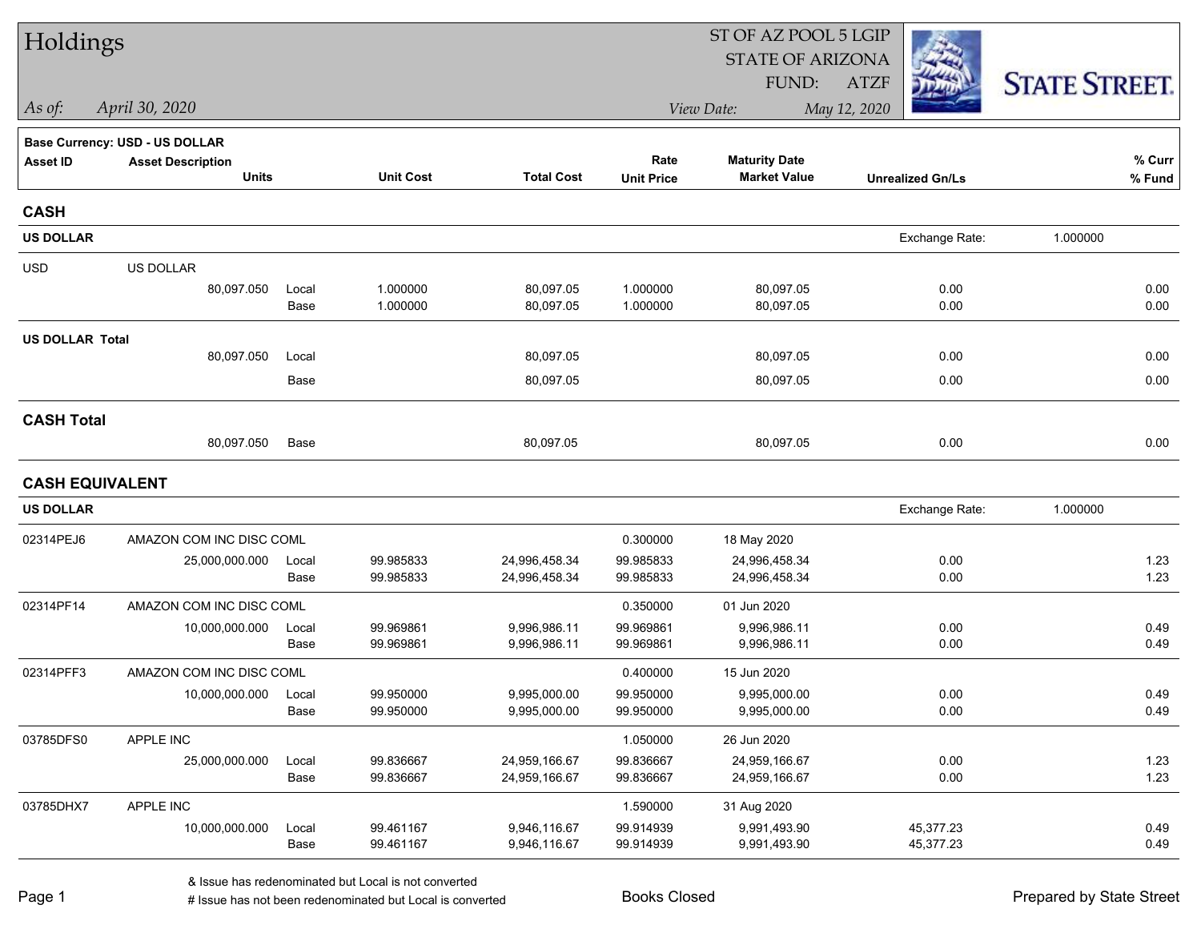# Holdings

ST OF AZ POOL 5 LGIP
STATE OF ARIZONA
FUND: ATZF

*As of:* *April 30, 2020*

*View Date:* *May 12, 2020*

STATE STREET

**Base Currency: USD - US DOLLAR**

| Asset ID | Asset Description / Units | | Unit Cost | Total Cost | Rate / Unit Price | Maturity Date / Market Value | Unrealized Gn/Ls | % Curr / % Fund |
|---|---|---|---|---|---|---|---|---|
| **CASH** | | | | | | | | |
| **US DOLLAR** | | | | | | | Exchange Rate: 1.000000 | |
| USD | US DOLLAR | | | | | | | |
| | 80,097.050 | Local | 1.000000 | 80,097.05 | 1.000000 | 80,097.05 | 0.00 | 0.00 |
| | | Base | 1.000000 | 80,097.05 | 1.000000 | 80,097.05 | 0.00 | 0.00 |
| **US DOLLAR Total** | | | | | | | | |
| | 80,097.050 | Local | | 80,097.05 | | 80,097.05 | 0.00 | 0.00 |
| | | Base | | 80,097.05 | | 80,097.05 | 0.00 | 0.00 |
| **CASH Total** | | | | | | | | |
| | 80,097.050 | Base | | 80,097.05 | | 80,097.05 | 0.00 | 0.00 |
| **CASH EQUIVALENT** | | | | | | | | |
| **US DOLLAR** | | | | | | | Exchange Rate: 1.000000 | |
| 02314PEJ6 | AMAZON COM INC DISC COML | | | | 0.300000 | 18 May 2020 | | |
| | 25,000,000.000 | Local | 99.985833 | 24,996,458.34 | 99.985833 | 24,996,458.34 | 0.00 | 1.23 |
| | | Base | 99.985833 | 24,996,458.34 | 99.985833 | 24,996,458.34 | 0.00 | 1.23 |
| 02314PF14 | AMAZON COM INC DISC COML | | | | 0.350000 | 01 Jun 2020 | | |
| | 10,000,000.000 | Local | 99.969861 | 9,996,986.11 | 99.969861 | 9,996,986.11 | 0.00 | 0.49 |
| | | Base | 99.969861 | 9,996,986.11 | 99.969861 | 9,996,986.11 | 0.00 | 0.49 |
| 02314PFF3 | AMAZON COM INC DISC COML | | | | 0.400000 | 15 Jun 2020 | | |
| | 10,000,000.000 | Local | 99.950000 | 9,995,000.00 | 99.950000 | 9,995,000.00 | 0.00 | 0.49 |
| | | Base | 99.950000 | 9,995,000.00 | 99.950000 | 9,995,000.00 | 0.00 | 0.49 |
| 03785DFS0 | APPLE INC | | | | 1.050000 | 26 Jun 2020 | | |
| | 25,000,000.000 | Local | 99.836667 | 24,959,166.67 | 99.836667 | 24,959,166.67 | 0.00 | 1.23 |
| | | Base | 99.836667 | 24,959,166.67 | 99.836667 | 24,959,166.67 | 0.00 | 1.23 |
| 03785DHX7 | APPLE INC | | | | 1.590000 | 31 Aug 2020 | | |
| | 10,000,000.000 | Local | 99.461167 | 9,946,116.67 | 99.914939 | 9,991,493.90 | 45,377.23 | 0.49 |
| | | Base | 99.461167 | 9,946,116.67 | 99.914939 | 9,991,493.90 | 45,377.23 | 0.49 |

& Issue has redenominated but Local is not converted
# Issue has not been redenominated but Local is converted

Books Closed

Prepared by State Street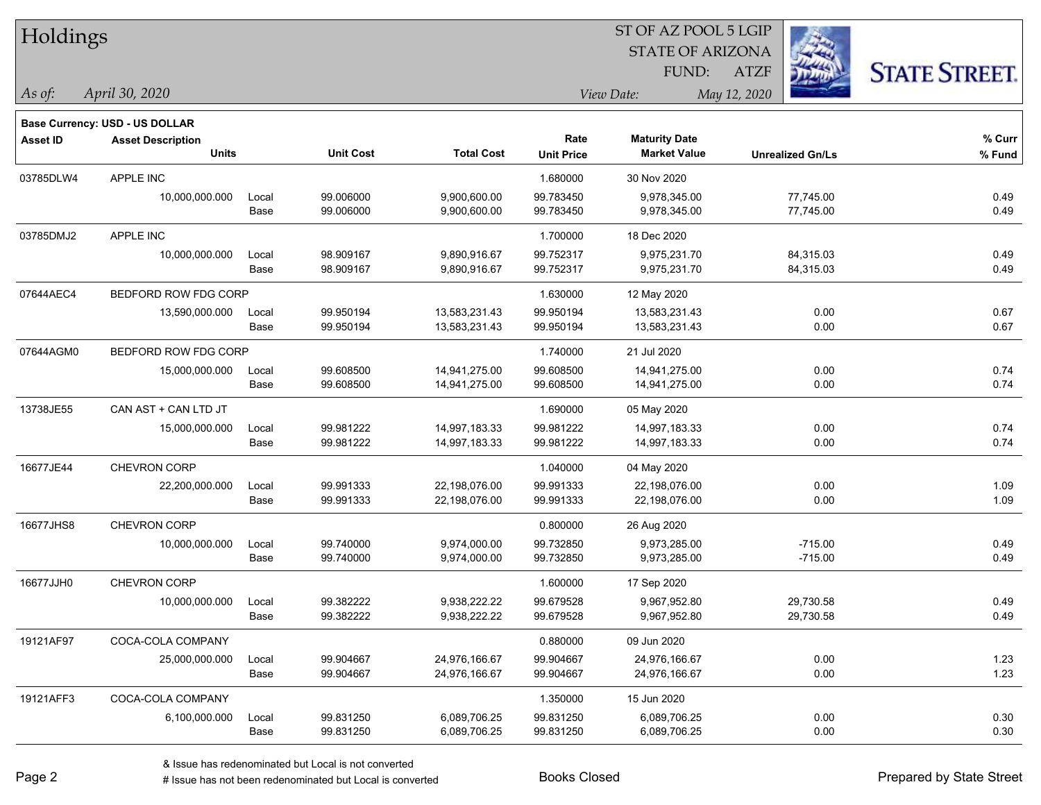# Holdings

ST OF AZ POOL 5 LGIP
STATE OF ARIZONA
FUND: ATZF

*As of:* *April 30, 2020*

*View Date:* *May 12, 2020*

STATE STREET.

**Base Currency: USD - US DOLLAR**

| Asset ID | Asset Description / Units | | Unit Cost | Total Cost | Rate / Unit Price | Maturity Date / Market Value | Unrealized Gn/Ls | % Curr / % Fund |
|---|---|---|---|---|---|---|---|---|
| 03785DLW4 | APPLE INC | | | | 1.680000 | 30 Nov 2020 | | |
| | 10,000,000.000 | Local | 99.006000 | 9,900,600.00 | 99.783450 | 9,978,345.00 | 77,745.00 | 0.49 |
| | | Base | 99.006000 | 9,900,600.00 | 99.783450 | 9,978,345.00 | 77,745.00 | 0.49 |
| 03785DMJ2 | APPLE INC | | | | 1.700000 | 18 Dec 2020 | | |
| | 10,000,000.000 | Local | 98.909167 | 9,890,916.67 | 99.752317 | 9,975,231.70 | 84,315.03 | 0.49 |
| | | Base | 98.909167 | 9,890,916.67 | 99.752317 | 9,975,231.70 | 84,315.03 | 0.49 |
| 07644AEC4 | BEDFORD ROW FDG CORP | | | | 1.630000 | 12 May 2020 | | |
| | 13,590,000.000 | Local | 99.950194 | 13,583,231.43 | 99.950194 | 13,583,231.43 | 0.00 | 0.67 |
| | | Base | 99.950194 | 13,583,231.43 | 99.950194 | 13,583,231.43 | 0.00 | 0.67 |
| 07644AGM0 | BEDFORD ROW FDG CORP | | | | 1.740000 | 21 Jul 2020 | | |
| | 15,000,000.000 | Local | 99.608500 | 14,941,275.00 | 99.608500 | 14,941,275.00 | 0.00 | 0.74 |
| | | Base | 99.608500 | 14,941,275.00 | 99.608500 | 14,941,275.00 | 0.00 | 0.74 |
| 13738JE55 | CAN AST + CAN LTD JT | | | | 1.690000 | 05 May 2020 | | |
| | 15,000,000.000 | Local | 99.981222 | 14,997,183.33 | 99.981222 | 14,997,183.33 | 0.00 | 0.74 |
| | | Base | 99.981222 | 14,997,183.33 | 99.981222 | 14,997,183.33 | 0.00 | 0.74 |
| 16677JE44 | CHEVRON CORP | | | | 1.040000 | 04 May 2020 | | |
| | 22,200,000.000 | Local | 99.991333 | 22,198,076.00 | 99.991333 | 22,198,076.00 | 0.00 | 1.09 |
| | | Base | 99.991333 | 22,198,076.00 | 99.991333 | 22,198,076.00 | 0.00 | 1.09 |
| 16677JHS8 | CHEVRON CORP | | | | 0.800000 | 26 Aug 2020 | | |
| | 10,000,000.000 | Local | 99.740000 | 9,974,000.00 | 99.732850 | 9,973,285.00 | -715.00 | 0.49 |
| | | Base | 99.740000 | 9,974,000.00 | 99.732850 | 9,973,285.00 | -715.00 | 0.49 |
| 16677JJH0 | CHEVRON CORP | | | | 1.600000 | 17 Sep 2020 | | |
| | 10,000,000.000 | Local | 99.382222 | 9,938,222.22 | 99.679528 | 9,967,952.80 | 29,730.58 | 0.49 |
| | | Base | 99.382222 | 9,938,222.22 | 99.679528 | 9,967,952.80 | 29,730.58 | 0.49 |
| 19121AF97 | COCA-COLA COMPANY | | | | 0.880000 | 09 Jun 2020 | | |
| | 25,000,000.000 | Local | 99.904667 | 24,976,166.67 | 99.904667 | 24,976,166.67 | 0.00 | 1.23 |
| | | Base | 99.904667 | 24,976,166.67 | 99.904667 | 24,976,166.67 | 0.00 | 1.23 |
| 19121AFF3 | COCA-COLA COMPANY | | | | 1.350000 | 15 Jun 2020 | | |
| | 6,100,000.000 | Local | 99.831250 | 6,089,706.25 | 99.831250 | 6,089,706.25 | 0.00 | 0.30 |
| | | Base | 99.831250 | 6,089,706.25 | 99.831250 | 6,089,706.25 | 0.00 | 0.30 |

& Issue has redenominated but Local is not converted
# Issue has not been redenominated but Local is converted

Books Closed

Prepared by State Street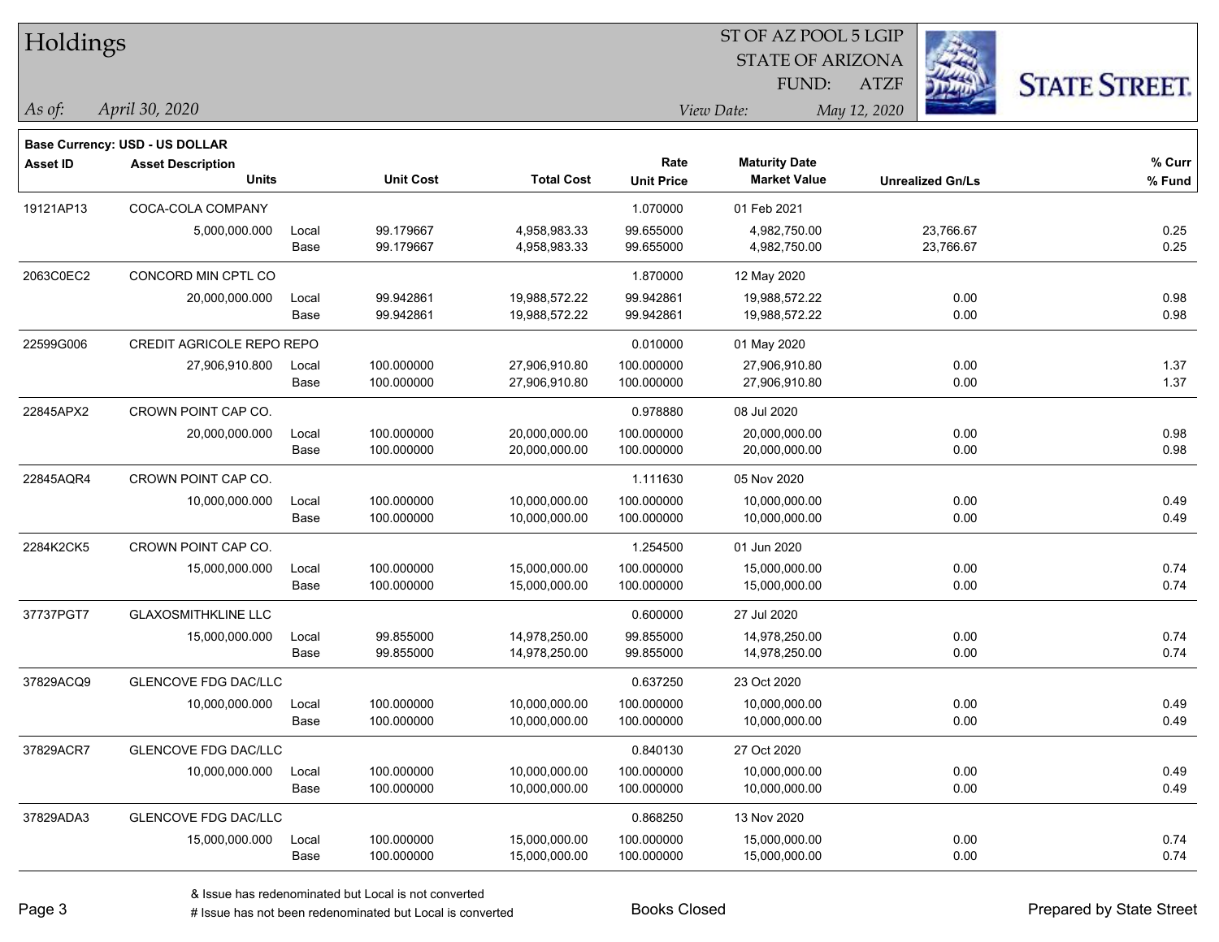# Holdings

ST OF AZ POOL 5 LGIP
STATE OF ARIZONA
FUND: ATZF

*As of:* *April 30, 2020*
*View Date:* *May 12, 2020*

**Base Currency: USD - US DOLLAR**

| Asset ID | Asset Description / Units | | Unit Cost | Total Cost | Rate / Unit Price | Maturity Date / Market Value | Unrealized Gn/Ls | % Curr / % Fund |
|---|---|---|---|---|---|---|---|---|
| 19121AP13 | COCA-COLA COMPANY | | | | 1.070000 | 01 Feb 2021 | | |
| | 5,000,000.000 | Local | 99.179667 | 4,958,983.33 | 99.655000 | 4,982,750.00 | 23,766.67 | 0.25 |
| | | Base | 99.179667 | 4,958,983.33 | 99.655000 | 4,982,750.00 | 23,766.67 | 0.25 |
| 2063C0EC2 | CONCORD MIN CPTL CO | | | | 1.870000 | 12 May 2020 | | |
| | 20,000,000.000 | Local | 99.942861 | 19,988,572.22 | 99.942861 | 19,988,572.22 | 0.00 | 0.98 |
| | | Base | 99.942861 | 19,988,572.22 | 99.942861 | 19,988,572.22 | 0.00 | 0.98 |
| 22599G006 | CREDIT AGRICOLE REPO REPO | | | | 0.010000 | 01 May 2020 | | |
| | 27,906,910.800 | Local | 100.000000 | 27,906,910.80 | 100.000000 | 27,906,910.80 | 0.00 | 1.37 |
| | | Base | 100.000000 | 27,906,910.80 | 100.000000 | 27,906,910.80 | 0.00 | 1.37 |
| 22845APX2 | CROWN POINT CAP CO. | | | | 0.978880 | 08 Jul 2020 | | |
| | 20,000,000.000 | Local | 100.000000 | 20,000,000.00 | 100.000000 | 20,000,000.00 | 0.00 | 0.98 |
| | | Base | 100.000000 | 20,000,000.00 | 100.000000 | 20,000,000.00 | 0.00 | 0.98 |
| 22845AQR4 | CROWN POINT CAP CO. | | | | 1.111630 | 05 Nov 2020 | | |
| | 10,000,000.000 | Local | 100.000000 | 10,000,000.00 | 100.000000 | 10,000,000.00 | 0.00 | 0.49 |
| | | Base | 100.000000 | 10,000,000.00 | 100.000000 | 10,000,000.00 | 0.00 | 0.49 |
| 2284K2CK5 | CROWN POINT CAP CO. | | | | 1.254500 | 01 Jun 2020 | | |
| | 15,000,000.000 | Local | 100.000000 | 15,000,000.00 | 100.000000 | 15,000,000.00 | 0.00 | 0.74 |
| | | Base | 100.000000 | 15,000,000.00 | 100.000000 | 15,000,000.00 | 0.00 | 0.74 |
| 37737PGT7 | GLAXOSMITHKLINE LLC | | | | 0.600000 | 27 Jul 2020 | | |
| | 15,000,000.000 | Local | 99.855000 | 14,978,250.00 | 99.855000 | 14,978,250.00 | 0.00 | 0.74 |
| | | Base | 99.855000 | 14,978,250.00 | 99.855000 | 14,978,250.00 | 0.00 | 0.74 |
| 37829ACQ9 | GLENCOVE FDG DAC/LLC | | | | 0.637250 | 23 Oct 2020 | | |
| | 10,000,000.000 | Local | 100.000000 | 10,000,000.00 | 100.000000 | 10,000,000.00 | 0.00 | 0.49 |
| | | Base | 100.000000 | 10,000,000.00 | 100.000000 | 10,000,000.00 | 0.00 | 0.49 |
| 37829ACR7 | GLENCOVE FDG DAC/LLC | | | | 0.840130 | 27 Oct 2020 | | |
| | 10,000,000.000 | Local | 100.000000 | 10,000,000.00 | 100.000000 | 10,000,000.00 | 0.00 | 0.49 |
| | | Base | 100.000000 | 10,000,000.00 | 100.000000 | 10,000,000.00 | 0.00 | 0.49 |
| 37829ADA3 | GLENCOVE FDG DAC/LLC | | | | 0.868250 | 13 Nov 2020 | | |
| | 15,000,000.000 | Local | 100.000000 | 15,000,000.00 | 100.000000 | 15,000,000.00 | 0.00 | 0.74 |
| | | Base | 100.000000 | 15,000,000.00 | 100.000000 | 15,000,000.00 | 0.00 | 0.74 |

& Issue has redenominated but Local is not converted
# Issue has not been redenominated but Local is converted

Books Closed

Prepared by State Street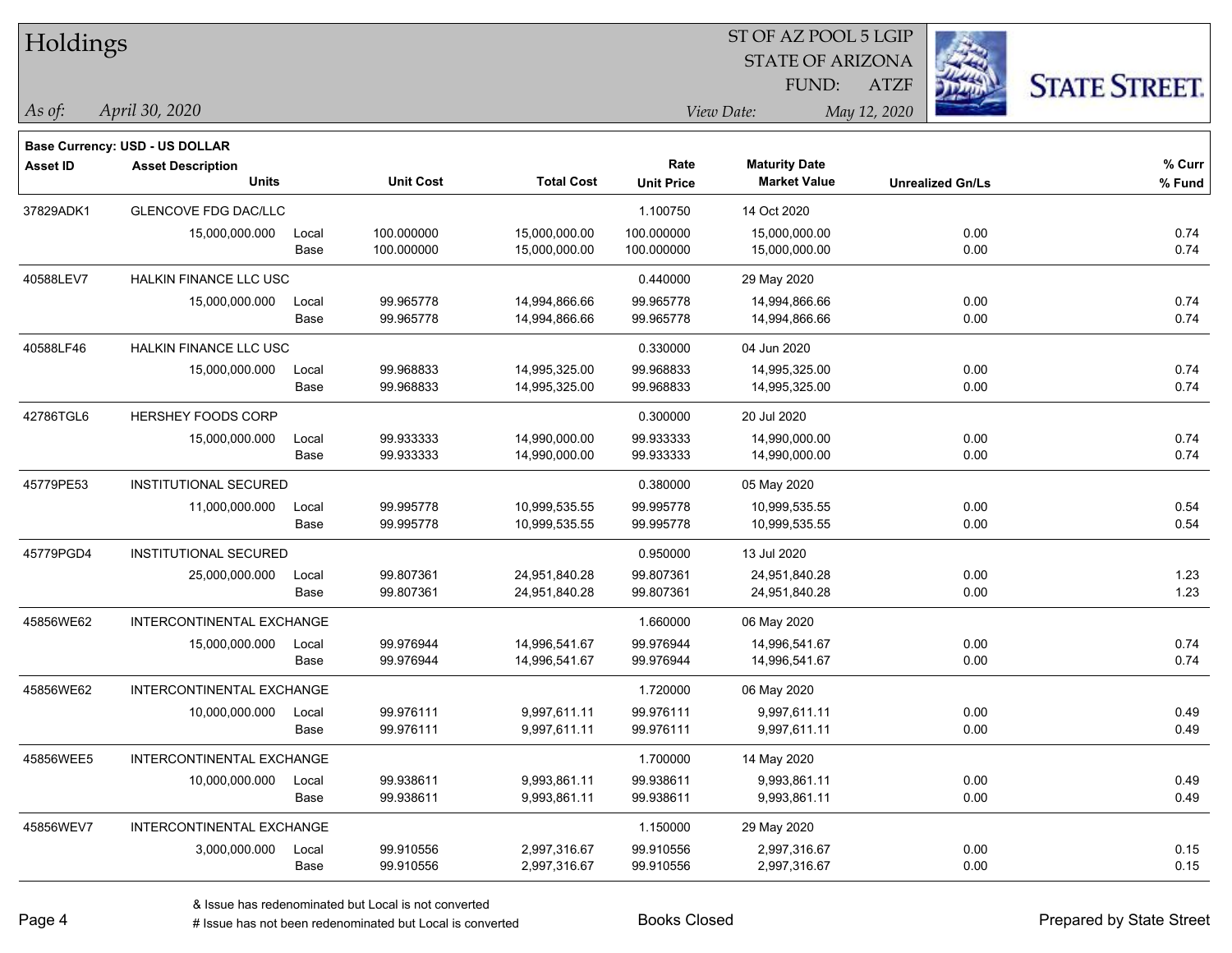# Holdings

ST OF AZ POOL 5 LGIP
STATE OF ARIZONA
FUND: ATZF

*As of:* *April 30, 2020*
*View Date:* *May 12, 2020*

**Base Currency: USD - US DOLLAR**

| Asset ID | Asset Description / Units | | Unit Cost | Total Cost | Rate / Unit Price | Maturity Date / Market Value | Unrealized Gn/Ls | % Curr / % Fund |
|---|---|---|---|---|---|---|---|---|
| 37829ADK1 | GLENCOVE FDG DAC/LLC | | | | 1.100750 | 14 Oct 2020 | | |
| | 15,000,000.000 | Local | 100.000000 | 15,000,000.00 | 100.000000 | 15,000,000.00 | 0.00 | 0.74 |
| | | Base | 100.000000 | 15,000,000.00 | 100.000000 | 15,000,000.00 | 0.00 | 0.74 |
| 40588LEV7 | HALKIN FINANCE LLC USC | | | | 0.440000 | 29 May 2020 | | |
| | 15,000,000.000 | Local | 99.965778 | 14,994,866.66 | 99.965778 | 14,994,866.66 | 0.00 | 0.74 |
| | | Base | 99.965778 | 14,994,866.66 | 99.965778 | 14,994,866.66 | 0.00 | 0.74 |
| 40588LF46 | HALKIN FINANCE LLC USC | | | | 0.330000 | 04 Jun 2020 | | |
| | 15,000,000.000 | Local | 99.968833 | 14,995,325.00 | 99.968833 | 14,995,325.00 | 0.00 | 0.74 |
| | | Base | 99.968833 | 14,995,325.00 | 99.968833 | 14,995,325.00 | 0.00 | 0.74 |
| 42786TGL6 | HERSHEY FOODS CORP | | | | 0.300000 | 20 Jul 2020 | | |
| | 15,000,000.000 | Local | 99.933333 | 14,990,000.00 | 99.933333 | 14,990,000.00 | 0.00 | 0.74 |
| | | Base | 99.933333 | 14,990,000.00 | 99.933333 | 14,990,000.00 | 0.00 | 0.74 |
| 45779PE53 | INSTITUTIONAL SECURED | | | | 0.380000 | 05 May 2020 | | |
| | 11,000,000.000 | Local | 99.995778 | 10,999,535.55 | 99.995778 | 10,999,535.55 | 0.00 | 0.54 |
| | | Base | 99.995778 | 10,999,535.55 | 99.995778 | 10,999,535.55 | 0.00 | 0.54 |
| 45779PGD4 | INSTITUTIONAL SECURED | | | | 0.950000 | 13 Jul 2020 | | |
| | 25,000,000.000 | Local | 99.807361 | 24,951,840.28 | 99.807361 | 24,951,840.28 | 0.00 | 1.23 |
| | | Base | 99.807361 | 24,951,840.28 | 99.807361 | 24,951,840.28 | 0.00 | 1.23 |
| 45856WE62 | INTERCONTINENTAL EXCHANGE | | | | 1.660000 | 06 May 2020 | | |
| | 15,000,000.000 | Local | 99.976944 | 14,996,541.67 | 99.976944 | 14,996,541.67 | 0.00 | 0.74 |
| | | Base | 99.976944 | 14,996,541.67 | 99.976944 | 14,996,541.67 | 0.00 | 0.74 |
| 45856WE62 | INTERCONTINENTAL EXCHANGE | | | | 1.720000 | 06 May 2020 | | |
| | 10,000,000.000 | Local | 99.976111 | 9,997,611.11 | 99.976111 | 9,997,611.11 | 0.00 | 0.49 |
| | | Base | 99.976111 | 9,997,611.11 | 99.976111 | 9,997,611.11 | 0.00 | 0.49 |
| 45856WEE5 | INTERCONTINENTAL EXCHANGE | | | | 1.700000 | 14 May 2020 | | |
| | 10,000,000.000 | Local | 99.938611 | 9,993,861.11 | 99.938611 | 9,993,861.11 | 0.00 | 0.49 |
| | | Base | 99.938611 | 9,993,861.11 | 99.938611 | 9,993,861.11 | 0.00 | 0.49 |
| 45856WEV7 | INTERCONTINENTAL EXCHANGE | | | | 1.150000 | 29 May 2020 | | |
| | 3,000,000.000 | Local | 99.910556 | 2,997,316.67 | 99.910556 | 2,997,316.67 | 0.00 | 0.15 |
| | | Base | 99.910556 | 2,997,316.67 | 99.910556 | 2,997,316.67 | 0.00 | 0.15 |

& Issue has redenominated but Local is not converted
# Issue has not been redenominated but Local is converted

Books Closed

Prepared by State Street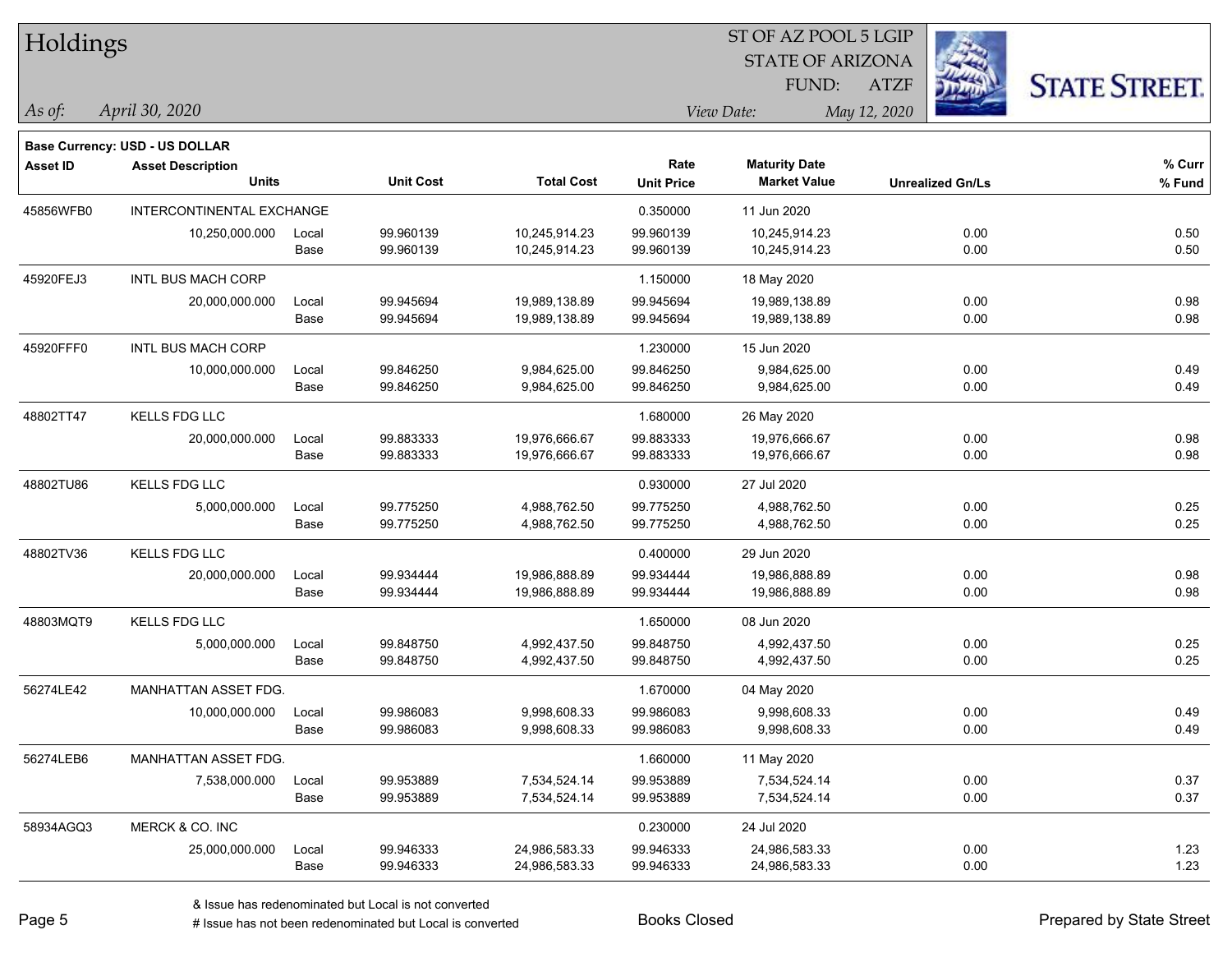# Holdings

ST OF AZ POOL 5 LGIP
STATE OF ARIZONA
FUND: ATZF

*As of:* *April 30, 2020*

*View Date:* *May 12, 2020*

**Base Currency: USD - US DOLLAR**

| Asset ID | Asset Description / Units | | Unit Cost | Total Cost | Rate / Unit Price | Maturity Date / Market Value | Unrealized Gn/Ls | % Curr / % Fund |
|---|---|---|---|---|---|---|---|---|
| 45856WFB0 | INTERCONTINENTAL EXCHANGE | | | | 0.350000 | 11 Jun 2020 | | |
| | 10,250,000.000 | Local | 99.960139 | 10,245,914.23 | 99.960139 | 10,245,914.23 | 0.00 | 0.50 |
| | | Base | 99.960139 | 10,245,914.23 | 99.960139 | 10,245,914.23 | 0.00 | 0.50 |
| 45920FEJ3 | INTL BUS MACH CORP | | | | 1.150000 | 18 May 2020 | | |
| | 20,000,000.000 | Local | 99.945694 | 19,989,138.89 | 99.945694 | 19,989,138.89 | 0.00 | 0.98 |
| | | Base | 99.945694 | 19,989,138.89 | 99.945694 | 19,989,138.89 | 0.00 | 0.98 |
| 45920FFF0 | INTL BUS MACH CORP | | | | 1.230000 | 15 Jun 2020 | | |
| | 10,000,000.000 | Local | 99.846250 | 9,984,625.00 | 99.846250 | 9,984,625.00 | 0.00 | 0.49 |
| | | Base | 99.846250 | 9,984,625.00 | 99.846250 | 9,984,625.00 | 0.00 | 0.49 |
| 48802TT47 | KELLS FDG LLC | | | | 1.680000 | 26 May 2020 | | |
| | 20,000,000.000 | Local | 99.883333 | 19,976,666.67 | 99.883333 | 19,976,666.67 | 0.00 | 0.98 |
| | | Base | 99.883333 | 19,976,666.67 | 99.883333 | 19,976,666.67 | 0.00 | 0.98 |
| 48802TU86 | KELLS FDG LLC | | | | 0.930000 | 27 Jul 2020 | | |
| | 5,000,000.000 | Local | 99.775250 | 4,988,762.50 | 99.775250 | 4,988,762.50 | 0.00 | 0.25 |
| | | Base | 99.775250 | 4,988,762.50 | 99.775250 | 4,988,762.50 | 0.00 | 0.25 |
| 48802TV36 | KELLS FDG LLC | | | | 0.400000 | 29 Jun 2020 | | |
| | 20,000,000.000 | Local | 99.934444 | 19,986,888.89 | 99.934444 | 19,986,888.89 | 0.00 | 0.98 |
| | | Base | 99.934444 | 19,986,888.89 | 99.934444 | 19,986,888.89 | 0.00 | 0.98 |
| 48803MQT9 | KELLS FDG LLC | | | | 1.650000 | 08 Jun 2020 | | |
| | 5,000,000.000 | Local | 99.848750 | 4,992,437.50 | 99.848750 | 4,992,437.50 | 0.00 | 0.25 |
| | | Base | 99.848750 | 4,992,437.50 | 99.848750 | 4,992,437.50 | 0.00 | 0.25 |
| 56274LE42 | MANHATTAN ASSET FDG. | | | | 1.670000 | 04 May 2020 | | |
| | 10,000,000.000 | Local | 99.986083 | 9,998,608.33 | 99.986083 | 9,998,608.33 | 0.00 | 0.49 |
| | | Base | 99.986083 | 9,998,608.33 | 99.986083 | 9,998,608.33 | 0.00 | 0.49 |
| 56274LEB6 | MANHATTAN ASSET FDG. | | | | 1.660000 | 11 May 2020 | | |
| | 7,538,000.000 | Local | 99.953889 | 7,534,524.14 | 99.953889 | 7,534,524.14 | 0.00 | 0.37 |
| | | Base | 99.953889 | 7,534,524.14 | 99.953889 | 7,534,524.14 | 0.00 | 0.37 |
| 58934AGQ3 | MERCK & CO. INC | | | | 0.230000 | 24 Jul 2020 | | |
| | 25,000,000.000 | Local | 99.946333 | 24,986,583.33 | 99.946333 | 24,986,583.33 | 0.00 | 1.23 |
| | | Base | 99.946333 | 24,986,583.33 | 99.946333 | 24,986,583.33 | 0.00 | 1.23 |

& Issue has redenominated but Local is not converted
# Issue has not been redenominated but Local is converted

Books Closed

Prepared by State Street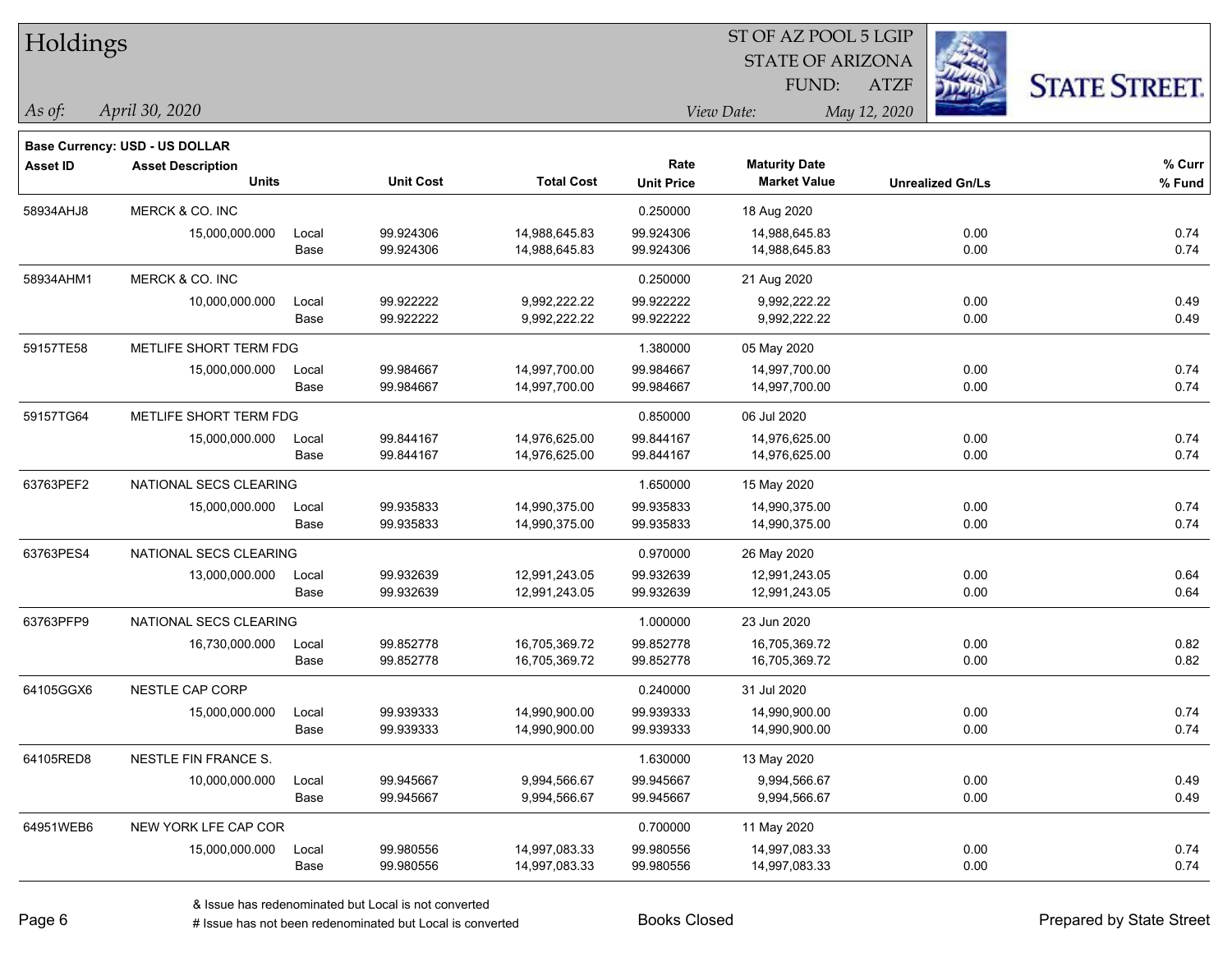# Holdings

ST OF AZ POOL 5 LGIP
STATE OF ARIZONA
FUND: ATZF

*As of: April 30, 2020*

*View Date: May 12, 2020*

**Base Currency: USD - US DOLLAR**

| Asset ID | Asset Description / Units | | Unit Cost | Total Cost | Rate / Unit Price | Maturity Date / Market Value | Unrealized Gn/Ls | % Curr / % Fund |
|---|---|---|---|---|---|---|---|---|
| 58934AHJ8 | MERCK & CO. INC | | | | 0.250000 | 18 Aug 2020 | | |
| | 15,000,000.000 | Local | 99.924306 | 14,988,645.83 | 99.924306 | 14,988,645.83 | 0.00 | 0.74 |
| | | Base | 99.924306 | 14,988,645.83 | 99.924306 | 14,988,645.83 | 0.00 | 0.74 |
| 58934AHM1 | MERCK & CO. INC | | | | 0.250000 | 21 Aug 2020 | | |
| | 10,000,000.000 | Local | 99.922222 | 9,992,222.22 | 99.922222 | 9,992,222.22 | 0.00 | 0.49 |
| | | Base | 99.922222 | 9,992,222.22 | 99.922222 | 9,992,222.22 | 0.00 | 0.49 |
| 59157TE58 | METLIFE SHORT TERM FDG | | | | 1.380000 | 05 May 2020 | | |
| | 15,000,000.000 | Local | 99.984667 | 14,997,700.00 | 99.984667 | 14,997,700.00 | 0.00 | 0.74 |
| | | Base | 99.984667 | 14,997,700.00 | 99.984667 | 14,997,700.00 | 0.00 | 0.74 |
| 59157TG64 | METLIFE SHORT TERM FDG | | | | 0.850000 | 06 Jul 2020 | | |
| | 15,000,000.000 | Local | 99.844167 | 14,976,625.00 | 99.844167 | 14,976,625.00 | 0.00 | 0.74 |
| | | Base | 99.844167 | 14,976,625.00 | 99.844167 | 14,976,625.00 | 0.00 | 0.74 |
| 63763PEF2 | NATIONAL SECS CLEARING | | | | 1.650000 | 15 May 2020 | | |
| | 15,000,000.000 | Local | 99.935833 | 14,990,375.00 | 99.935833 | 14,990,375.00 | 0.00 | 0.74 |
| | | Base | 99.935833 | 14,990,375.00 | 99.935833 | 14,990,375.00 | 0.00 | 0.74 |
| 63763PES4 | NATIONAL SECS CLEARING | | | | 0.970000 | 26 May 2020 | | |
| | 13,000,000.000 | Local | 99.932639 | 12,991,243.05 | 99.932639 | 12,991,243.05 | 0.00 | 0.64 |
| | | Base | 99.932639 | 12,991,243.05 | 99.932639 | 12,991,243.05 | 0.00 | 0.64 |
| 63763PFP9 | NATIONAL SECS CLEARING | | | | 1.000000 | 23 Jun 2020 | | |
| | 16,730,000.000 | Local | 99.852778 | 16,705,369.72 | 99.852778 | 16,705,369.72 | 0.00 | 0.82 |
| | | Base | 99.852778 | 16,705,369.72 | 99.852778 | 16,705,369.72 | 0.00 | 0.82 |
| 64105GGX6 | NESTLE CAP CORP | | | | 0.240000 | 31 Jul 2020 | | |
| | 15,000,000.000 | Local | 99.939333 | 14,990,900.00 | 99.939333 | 14,990,900.00 | 0.00 | 0.74 |
| | | Base | 99.939333 | 14,990,900.00 | 99.939333 | 14,990,900.00 | 0.00 | 0.74 |
| 64105RED8 | NESTLE FIN FRANCE S. | | | | 1.630000 | 13 May 2020 | | |
| | 10,000,000.000 | Local | 99.945667 | 9,994,566.67 | 99.945667 | 9,994,566.67 | 0.00 | 0.49 |
| | | Base | 99.945667 | 9,994,566.67 | 99.945667 | 9,994,566.67 | 0.00 | 0.49 |
| 64951WEB6 | NEW YORK LFE CAP COR | | | | 0.700000 | 11 May 2020 | | |
| | 15,000,000.000 | Local | 99.980556 | 14,997,083.33 | 99.980556 | 14,997,083.33 | 0.00 | 0.74 |
| | | Base | 99.980556 | 14,997,083.33 | 99.980556 | 14,997,083.33 | 0.00 | 0.74 |

& Issue has redenominated but Local is not converted
# Issue has not been redenominated but Local is converted

Books Closed

Prepared by State Street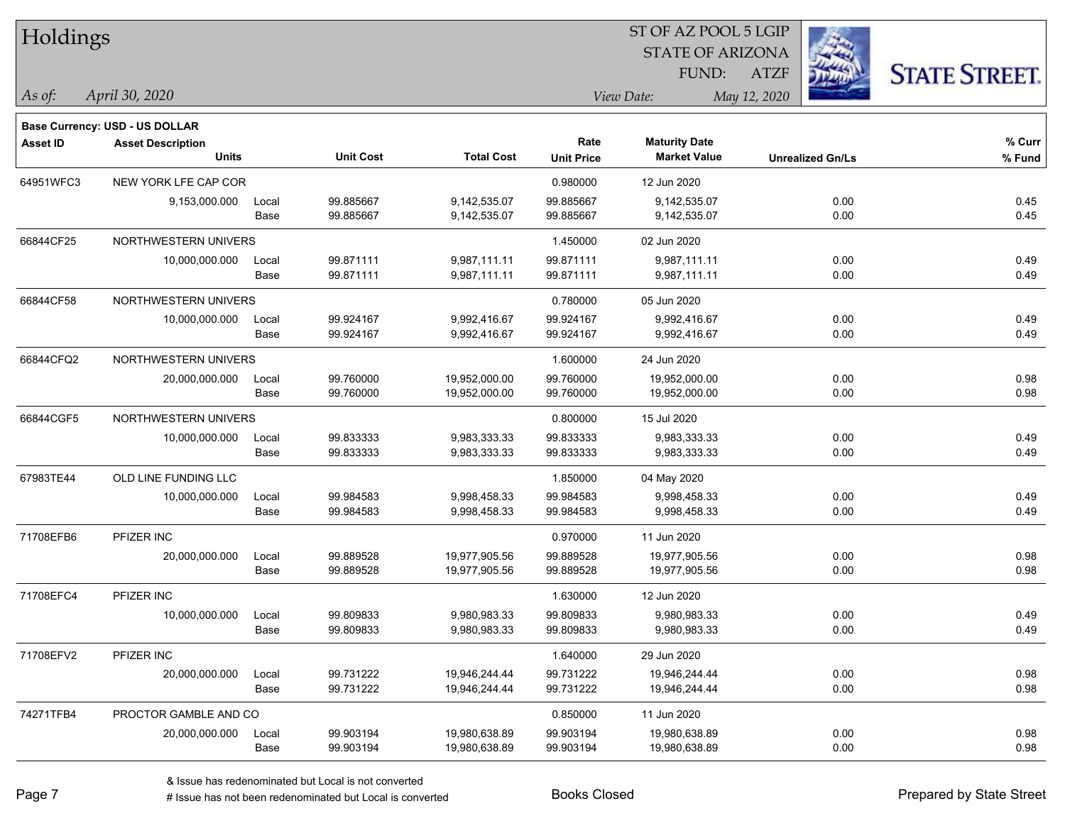# Holdings

ST OF AZ POOL 5 LGIP
STATE OF ARIZONA
FUND: ATZF

*As of:* *April 30, 2020*

*View Date:* *May 12, 2020*

**Base Currency: USD - US DOLLAR**

| Asset ID | Asset Description / Units | | Unit Cost | Total Cost | Rate / Unit Price | Maturity Date / Market Value | Unrealized Gn/Ls | % Curr / % Fund |
|---|---|---|---|---|---|---|---|---|
| 64951WFC3 | NEW YORK LFE CAP COR | | | | 0.980000 | 12 Jun 2020 | | |
| | 9,153,000.000 | Local | 99.885667 | 9,142,535.07 | 99.885667 | 9,142,535.07 | 0.00 | 0.45 |
| | | Base | 99.885667 | 9,142,535.07 | 99.885667 | 9,142,535.07 | 0.00 | 0.45 |
| 66844CF25 | NORTHWESTERN UNIVERS | | | | 1.450000 | 02 Jun 2020 | | |
| | 10,000,000.000 | Local | 99.871111 | 9,987,111.11 | 99.871111 | 9,987,111.11 | 0.00 | 0.49 |
| | | Base | 99.871111 | 9,987,111.11 | 99.871111 | 9,987,111.11 | 0.00 | 0.49 |
| 66844CF58 | NORTHWESTERN UNIVERS | | | | 0.780000 | 05 Jun 2020 | | |
| | 10,000,000.000 | Local | 99.924167 | 9,992,416.67 | 99.924167 | 9,992,416.67 | 0.00 | 0.49 |
| | | Base | 99.924167 | 9,992,416.67 | 99.924167 | 9,992,416.67 | 0.00 | 0.49 |
| 66844CFQ2 | NORTHWESTERN UNIVERS | | | | 1.600000 | 24 Jun 2020 | | |
| | 20,000,000.000 | Local | 99.760000 | 19,952,000.00 | 99.760000 | 19,952,000.00 | 0.00 | 0.98 |
| | | Base | 99.760000 | 19,952,000.00 | 99.760000 | 19,952,000.00 | 0.00 | 0.98 |
| 66844CGF5 | NORTHWESTERN UNIVERS | | | | 0.800000 | 15 Jul 2020 | | |
| | 10,000,000.000 | Local | 99.833333 | 9,983,333.33 | 99.833333 | 9,983,333.33 | 0.00 | 0.49 |
| | | Base | 99.833333 | 9,983,333.33 | 99.833333 | 9,983,333.33 | 0.00 | 0.49 |
| 67983TE44 | OLD LINE FUNDING LLC | | | | 1.850000 | 04 May 2020 | | |
| | 10,000,000.000 | Local | 99.984583 | 9,998,458.33 | 99.984583 | 9,998,458.33 | 0.00 | 0.49 |
| | | Base | 99.984583 | 9,998,458.33 | 99.984583 | 9,998,458.33 | 0.00 | 0.49 |
| 71708EFB6 | PFIZER INC | | | | 0.970000 | 11 Jun 2020 | | |
| | 20,000,000.000 | Local | 99.889528 | 19,977,905.56 | 99.889528 | 19,977,905.56 | 0.00 | 0.98 |
| | | Base | 99.889528 | 19,977,905.56 | 99.889528 | 19,977,905.56 | 0.00 | 0.98 |
| 71708EFC4 | PFIZER INC | | | | 1.630000 | 12 Jun 2020 | | |
| | 10,000,000.000 | Local | 99.809833 | 9,980,983.33 | 99.809833 | 9,980,983.33 | 0.00 | 0.49 |
| | | Base | 99.809833 | 9,980,983.33 | 99.809833 | 9,980,983.33 | 0.00 | 0.49 |
| 71708EFV2 | PFIZER INC | | | | 1.640000 | 29 Jun 2020 | | |
| | 20,000,000.000 | Local | 99.731222 | 19,946,244.44 | 99.731222 | 19,946,244.44 | 0.00 | 0.98 |
| | | Base | 99.731222 | 19,946,244.44 | 99.731222 | 19,946,244.44 | 0.00 | 0.98 |
| 74271TFB4 | PROCTOR GAMBLE AND CO | | | | 0.850000 | 11 Jun 2020 | | |
| | 20,000,000.000 | Local | 99.903194 | 19,980,638.89 | 99.903194 | 19,980,638.89 | 0.00 | 0.98 |
| | | Base | 99.903194 | 19,980,638.89 | 99.903194 | 19,980,638.89 | 0.00 | 0.98 |

& Issue has redenominated but Local is not converted
# Issue has not been redenominated but Local is converted

Books Closed

Prepared by State Street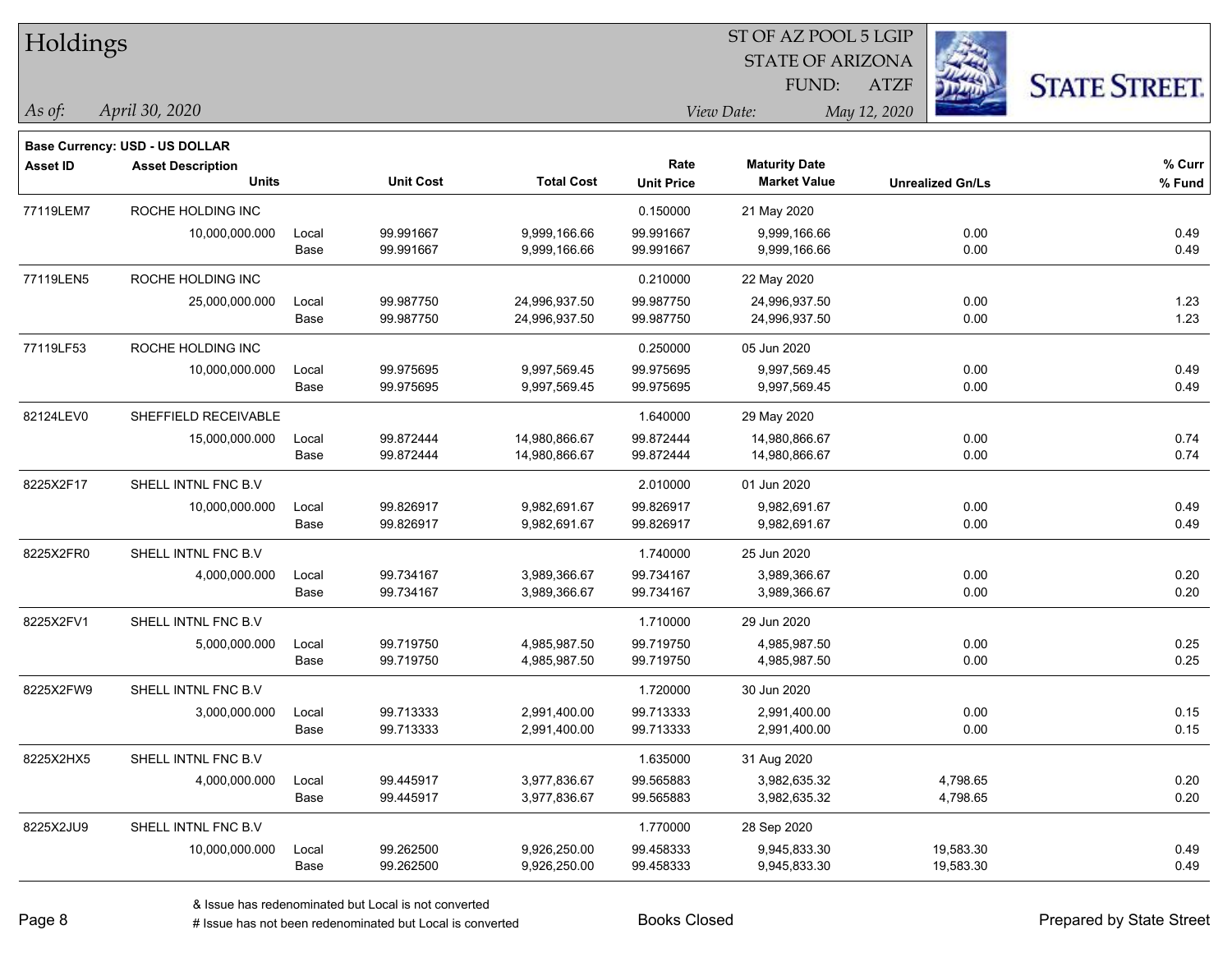# Holdings

ST OF AZ POOL 5 LGIP
STATE OF ARIZONA
FUND: ATZF

*As of:* *April 30, 2020*

*View Date:* *May 12, 2020*

**Base Currency: USD - US DOLLAR**

| Asset ID | Asset Description / Units | | Unit Cost | Total Cost | Rate / Unit Price | Maturity Date / Market Value | Unrealized Gn/Ls | % Curr / % Fund |
|---|---|---|---|---|---|---|---|---|
| 77119LEM7 | ROCHE HOLDING INC | | | | 0.150000 | 21 May 2020 | | |
| | 10,000,000.000 | Local | 99.991667 | 9,999,166.66 | 99.991667 | 9,999,166.66 | 0.00 | 0.49 |
| | | Base | 99.991667 | 9,999,166.66 | 99.991667 | 9,999,166.66 | 0.00 | 0.49 |
| 77119LEN5 | ROCHE HOLDING INC | | | | 0.210000 | 22 May 2020 | | |
| | 25,000,000.000 | Local | 99.987750 | 24,996,937.50 | 99.987750 | 24,996,937.50 | 0.00 | 1.23 |
| | | Base | 99.987750 | 24,996,937.50 | 99.987750 | 24,996,937.50 | 0.00 | 1.23 |
| 77119LF53 | ROCHE HOLDING INC | | | | 0.250000 | 05 Jun 2020 | | |
| | 10,000,000.000 | Local | 99.975695 | 9,997,569.45 | 99.975695 | 9,997,569.45 | 0.00 | 0.49 |
| | | Base | 99.975695 | 9,997,569.45 | 99.975695 | 9,997,569.45 | 0.00 | 0.49 |
| 82124LEV0 | SHEFFIELD RECEIVABLE | | | | 1.640000 | 29 May 2020 | | |
| | 15,000,000.000 | Local | 99.872444 | 14,980,866.67 | 99.872444 | 14,980,866.67 | 0.00 | 0.74 |
| | | Base | 99.872444 | 14,980,866.67 | 99.872444 | 14,980,866.67 | 0.00 | 0.74 |
| 8225X2F17 | SHELL INTNL FNC B.V | | | | 2.010000 | 01 Jun 2020 | | |
| | 10,000,000.000 | Local | 99.826917 | 9,982,691.67 | 99.826917 | 9,982,691.67 | 0.00 | 0.49 |
| | | Base | 99.826917 | 9,982,691.67 | 99.826917 | 9,982,691.67 | 0.00 | 0.49 |
| 8225X2FR0 | SHELL INTNL FNC B.V | | | | 1.740000 | 25 Jun 2020 | | |
| | 4,000,000.000 | Local | 99.734167 | 3,989,366.67 | 99.734167 | 3,989,366.67 | 0.00 | 0.20 |
| | | Base | 99.734167 | 3,989,366.67 | 99.734167 | 3,989,366.67 | 0.00 | 0.20 |
| 8225X2FV1 | SHELL INTNL FNC B.V | | | | 1.710000 | 29 Jun 2020 | | |
| | 5,000,000.000 | Local | 99.719750 | 4,985,987.50 | 99.719750 | 4,985,987.50 | 0.00 | 0.25 |
| | | Base | 99.719750 | 4,985,987.50 | 99.719750 | 4,985,987.50 | 0.00 | 0.25 |
| 8225X2FW9 | SHELL INTNL FNC B.V | | | | 1.720000 | 30 Jun 2020 | | |
| | 3,000,000.000 | Local | 99.713333 | 2,991,400.00 | 99.713333 | 2,991,400.00 | 0.00 | 0.15 |
| | | Base | 99.713333 | 2,991,400.00 | 99.713333 | 2,991,400.00 | 0.00 | 0.15 |
| 8225X2HX5 | SHELL INTNL FNC B.V | | | | 1.635000 | 31 Aug 2020 | | |
| | 4,000,000.000 | Local | 99.445917 | 3,977,836.67 | 99.565883 | 3,982,635.32 | 4,798.65 | 0.20 |
| | | Base | 99.445917 | 3,977,836.67 | 99.565883 | 3,982,635.32 | 4,798.65 | 0.20 |
| 8225X2JU9 | SHELL INTNL FNC B.V | | | | 1.770000 | 28 Sep 2020 | | |
| | 10,000,000.000 | Local | 99.262500 | 9,926,250.00 | 99.458333 | 9,945,833.30 | 19,583.30 | 0.49 |
| | | Base | 99.262500 | 9,926,250.00 | 99.458333 | 9,945,833.30 | 19,583.30 | 0.49 |

& Issue has redenominated but Local is not converted

# Issue has not been redenominated but Local is converted

Books Closed

Prepared by State Street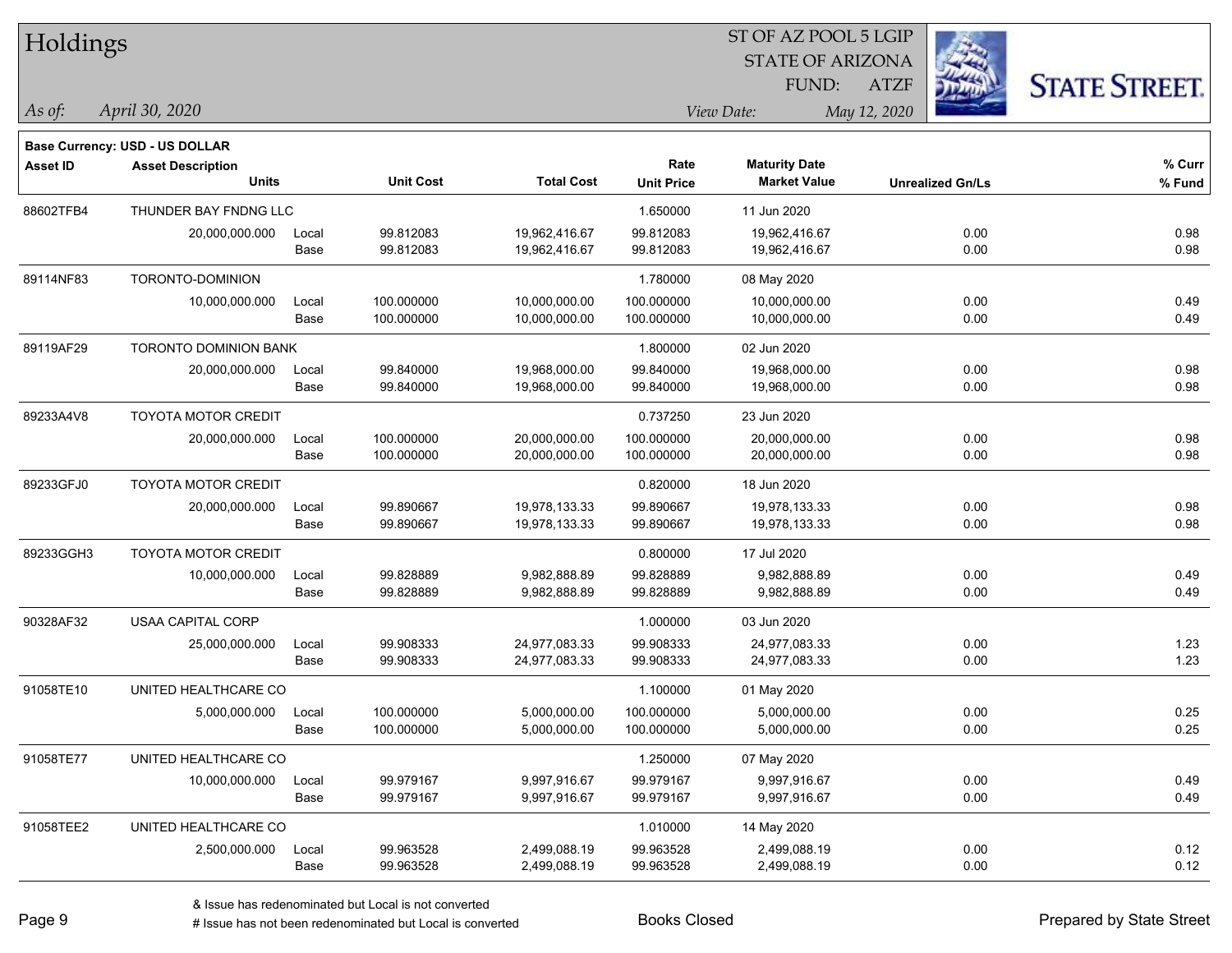**Base Currency: USD - US DOLLAR**

| Asset ID | Asset Description | | | | Rate | Maturity Date | | % Curr |
|---|---|---|---|---|---|---|---|---|
| | Units | | Unit Cost | Total Cost | Unit Price | Market Value | Unrealized Gn/Ls | % Fund |
| 88602TFB4 | THUNDER BAY FNDNG LLC | | | | 1.650000 | 11 Jun 2020 | | |
| | 20,000,000.000 | Local | 99.812083 | 19,962,416.67 | 99.812083 | 19,962,416.67 | 0.00 | 0.98 |
| | | Base | 99.812083 | 19,962,416.67 | 99.812083 | 19,962,416.67 | 0.00 | 0.98 |
| 89114NF83 | TORONTO-DOMINION | | | | 1.780000 | 08 May 2020 | | |
| | 10,000,000.000 | Local | 100.000000 | 10,000,000.00 | 100.000000 | 10,000,000.00 | 0.00 | 0.49 |
| | | Base | 100.000000 | 10,000,000.00 | 100.000000 | 10,000,000.00 | 0.00 | 0.49 |
| 89119AF29 | TORONTO DOMINION BANK | | | | 1.800000 | 02 Jun 2020 | | |
| | 20,000,000.000 | Local | 99.840000 | 19,968,000.00 | 99.840000 | 19,968,000.00 | 0.00 | 0.98 |
| | | Base | 99.840000 | 19,968,000.00 | 99.840000 | 19,968,000.00 | 0.00 | 0.98 |
| 89233A4V8 | TOYOTA MOTOR CREDIT | | | | 0.737250 | 23 Jun 2020 | | |
| | 20,000,000.000 | Local | 100.000000 | 20,000,000.00 | 100.000000 | 20,000,000.00 | 0.00 | 0.98 |
| | | Base | 100.000000 | 20,000,000.00 | 100.000000 | 20,000,000.00 | 0.00 | 0.98 |
| 89233GFJ0 | TOYOTA MOTOR CREDIT | | | | 0.820000 | 18 Jun 2020 | | |
| | 20,000,000.000 | Local | 99.890667 | 19,978,133.33 | 99.890667 | 19,978,133.33 | 0.00 | 0.98 |
| | | Base | 99.890667 | 19,978,133.33 | 99.890667 | 19,978,133.33 | 0.00 | 0.98 |
| 89233GGH3 | TOYOTA MOTOR CREDIT | | | | 0.800000 | 17 Jul 2020 | | |
| | 10,000,000.000 | Local | 99.828889 | 9,982,888.89 | 99.828889 | 9,982,888.89 | 0.00 | 0.49 |
| | | Base | 99.828889 | 9,982,888.89 | 99.828889 | 9,982,888.89 | 0.00 | 0.49 |
| 90328AF32 | USAA CAPITAL CORP | | | | 1.000000 | 03 Jun 2020 | | |
| | 25,000,000.000 | Local | 99.908333 | 24,977,083.33 | 99.908333 | 24,977,083.33 | 0.00 | 1.23 |
| | | Base | 99.908333 | 24,977,083.33 | 99.908333 | 24,977,083.33 | 0.00 | 1.23 |
| 91058TE10 | UNITED HEALTHCARE CO | | | | 1.100000 | 01 May 2020 | | |
| | 5,000,000.000 | Local | 100.000000 | 5,000,000.00 | 100.000000 | 5,000,000.00 | 0.00 | 0.25 |
| | | Base | 100.000000 | 5,000,000.00 | 100.000000 | 5,000,000.00 | 0.00 | 0.25 |
| 91058TE77 | UNITED HEALTHCARE CO | | | | 1.250000 | 07 May 2020 | | |
| | 10,000,000.000 | Local | 99.979167 | 9,997,916.67 | 99.979167 | 9,997,916.67 | 0.00 | 0.49 |
| | | Base | 99.979167 | 9,997,916.67 | 99.979167 | 9,997,916.67 | 0.00 | 0.49 |
| 91058TEE2 | UNITED HEALTHCARE CO | | | | 1.010000 | 14 May 2020 | | |
| | 2,500,000.000 | Local | 99.963528 | 2,499,088.19 | 99.963528 | 2,499,088.19 | 0.00 | 0.12 |
| | | Base | 99.963528 | 2,499,088.19 | 99.963528 | 2,499,088.19 | 0.00 | 0.12 |

& Issue has redenominated but Local is not converted

# Issue has not been redenominated but Local is converted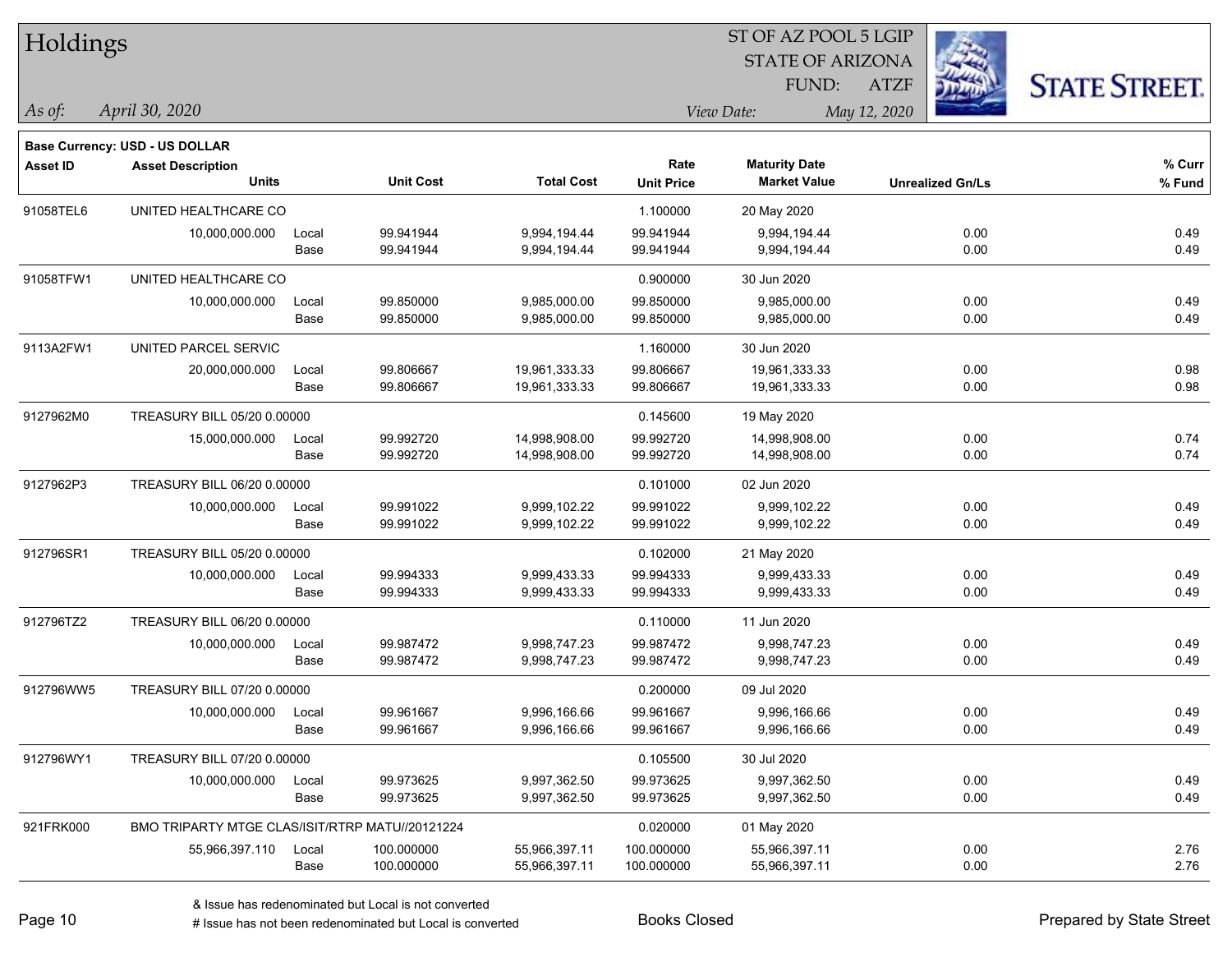# Holdings

ST OF AZ POOL 5 LGIP
STATE OF ARIZONA
FUND: ATZF

*As of:* *April 30, 2020*

*View Date:* *May 12, 2020*

**Base Currency: USD - US DOLLAR**

| Asset ID | Asset Description / Units | | Unit Cost | Total Cost | Rate / Unit Price | Maturity Date / Market Value | Unrealized Gn/Ls | % Curr / % Fund |
|---|---|---|---|---|---|---|---|---|
| 91058TEL6 | UNITED HEALTHCARE CO | | | | 1.100000 | 20 May 2020 | | |
| | 10,000,000.000 | Local | 99.941944 | 9,994,194.44 | 99.941944 | 9,994,194.44 | 0.00 | 0.49 |
| | | Base | 99.941944 | 9,994,194.44 | 99.941944 | 9,994,194.44 | 0.00 | 0.49 |
| 91058TFW1 | UNITED HEALTHCARE CO | | | | 0.900000 | 30 Jun 2020 | | |
| | 10,000,000.000 | Local | 99.850000 | 9,985,000.00 | 99.850000 | 9,985,000.00 | 0.00 | 0.49 |
| | | Base | 99.850000 | 9,985,000.00 | 99.850000 | 9,985,000.00 | 0.00 | 0.49 |
| 9113A2FW1 | UNITED PARCEL SERVIC | | | | 1.160000 | 30 Jun 2020 | | |
| | 20,000,000.000 | Local | 99.806667 | 19,961,333.33 | 99.806667 | 19,961,333.33 | 0.00 | 0.98 |
| | | Base | 99.806667 | 19,961,333.33 | 99.806667 | 19,961,333.33 | 0.00 | 0.98 |
| 9127962M0 | TREASURY BILL 05/20 0.00000 | | | | 0.145600 | 19 May 2020 | | |
| | 15,000,000.000 | Local | 99.992720 | 14,998,908.00 | 99.992720 | 14,998,908.00 | 0.00 | 0.74 |
| | | Base | 99.992720 | 14,998,908.00 | 99.992720 | 14,998,908.00 | 0.00 | 0.74 |
| 9127962P3 | TREASURY BILL 06/20 0.00000 | | | | 0.101000 | 02 Jun 2020 | | |
| | 10,000,000.000 | Local | 99.991022 | 9,999,102.22 | 99.991022 | 9,999,102.22 | 0.00 | 0.49 |
| | | Base | 99.991022 | 9,999,102.22 | 99.991022 | 9,999,102.22 | 0.00 | 0.49 |
| 912796SR1 | TREASURY BILL 05/20 0.00000 | | | | 0.102000 | 21 May 2020 | | |
| | 10,000,000.000 | Local | 99.994333 | 9,999,433.33 | 99.994333 | 9,999,433.33 | 0.00 | 0.49 |
| | | Base | 99.994333 | 9,999,433.33 | 99.994333 | 9,999,433.33 | 0.00 | 0.49 |
| 912796TZ2 | TREASURY BILL 06/20 0.00000 | | | | 0.110000 | 11 Jun 2020 | | |
| | 10,000,000.000 | Local | 99.987472 | 9,998,747.23 | 99.987472 | 9,998,747.23 | 0.00 | 0.49 |
| | | Base | 99.987472 | 9,998,747.23 | 99.987472 | 9,998,747.23 | 0.00 | 0.49 |
| 912796WW5 | TREASURY BILL 07/20 0.00000 | | | | 0.200000 | 09 Jul 2020 | | |
| | 10,000,000.000 | Local | 99.961667 | 9,996,166.66 | 99.961667 | 9,996,166.66 | 0.00 | 0.49 |
| | | Base | 99.961667 | 9,996,166.66 | 99.961667 | 9,996,166.66 | 0.00 | 0.49 |
| 912796WY1 | TREASURY BILL 07/20 0.00000 | | | | 0.105500 | 30 Jul 2020 | | |
| | 10,000,000.000 | Local | 99.973625 | 9,997,362.50 | 99.973625 | 9,997,362.50 | 0.00 | 0.49 |
| | | Base | 99.973625 | 9,997,362.50 | 99.973625 | 9,997,362.50 | 0.00 | 0.49 |
| 921FRK000 | BMO TRIPARTY MTGE CLAS/ISIT/RTRP MATU//20121224 | | | | 0.020000 | 01 May 2020 | | |
| | 55,966,397.110 | Local | 100.000000 | 55,966,397.11 | 100.000000 | 55,966,397.11 | 0.00 | 2.76 |
| | | Base | 100.000000 | 55,966,397.11 | 100.000000 | 55,966,397.11 | 0.00 | 2.76 |

& Issue has redenominated but Local is not converted
# Issue has not been redenominated but Local is converted

Books Closed

Prepared by State Street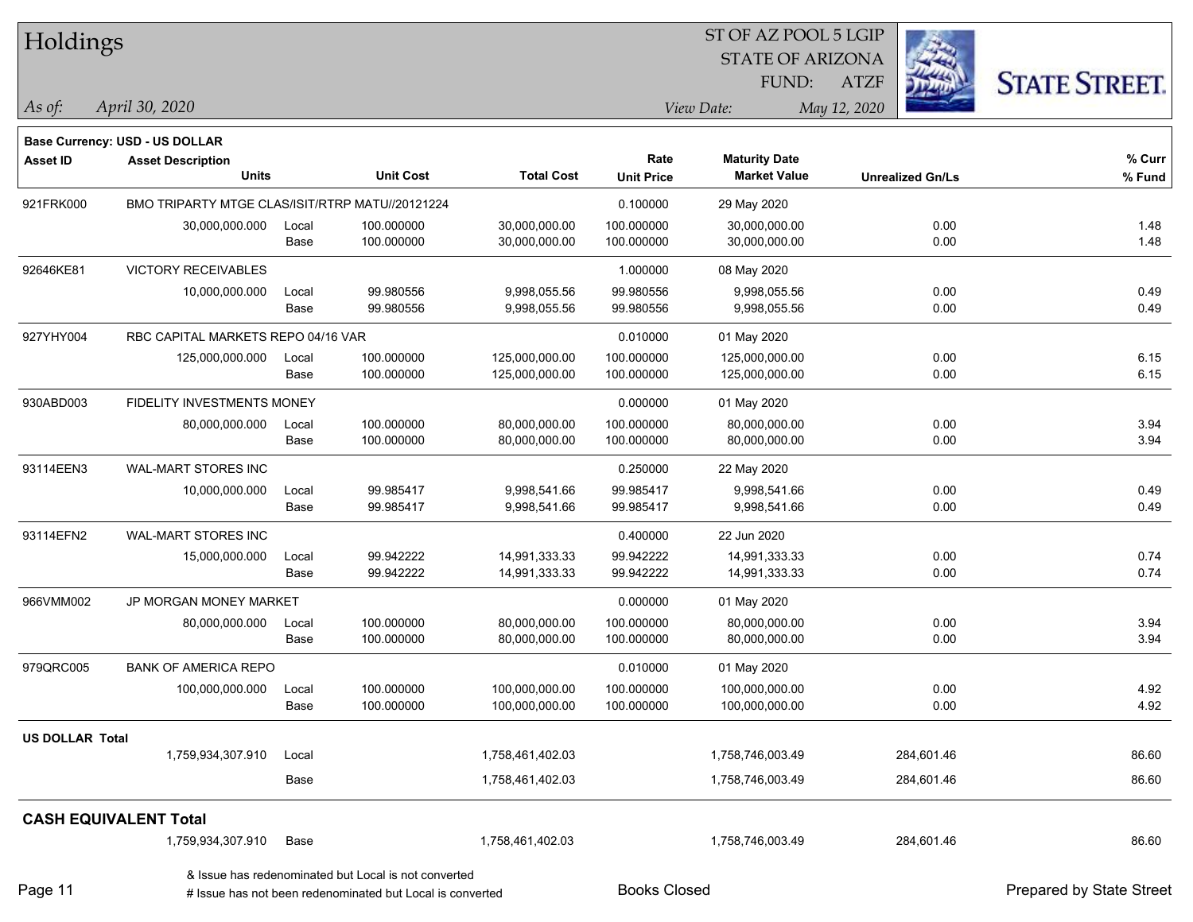# Holdings

ST OF AZ POOL 5 LGIP
STATE OF ARIZONA
FUND: ATZF

*As of:* *April 30, 2020*

*View Date:* *May 12, 2020*

**Base Currency: USD - US DOLLAR**

| Asset ID | Asset Description / Units | | Unit Cost | Total Cost | Rate / Unit Price | Maturity Date / Market Value | Unrealized Gn/Ls | % Curr / % Fund |
|---|---|---|---|---|---|---|---|---|
| 921FRK000 | BMO TRIPARTY MTGE CLAS/ISIT/RTRP MATU//20121224 | | | | 0.100000 | 29 May 2020 | | |
| | 30,000,000.000 | Local | 100.000000 | 30,000,000.00 | 100.000000 | 30,000,000.00 | 0.00 | 1.48 |
| | | Base | 100.000000 | 30,000,000.00 | 100.000000 | 30,000,000.00 | 0.00 | 1.48 |
| 92646KE81 | VICTORY RECEIVABLES | | | | 1.000000 | 08 May 2020 | | |
| | 10,000,000.000 | Local | 99.980556 | 9,998,055.56 | 99.980556 | 9,998,055.56 | 0.00 | 0.49 |
| | | Base | 99.980556 | 9,998,055.56 | 99.980556 | 9,998,055.56 | 0.00 | 0.49 |
| 927YHY004 | RBC CAPITAL MARKETS REPO 04/16 VAR | | | | 0.010000 | 01 May 2020 | | |
| | 125,000,000.000 | Local | 100.000000 | 125,000,000.00 | 100.000000 | 125,000,000.00 | 0.00 | 6.15 |
| | | Base | 100.000000 | 125,000,000.00 | 100.000000 | 125,000,000.00 | 0.00 | 6.15 |
| 930ABD003 | FIDELITY INVESTMENTS MONEY | | | | 0.000000 | 01 May 2020 | | |
| | 80,000,000.000 | Local | 100.000000 | 80,000,000.00 | 100.000000 | 80,000,000.00 | 0.00 | 3.94 |
| | | Base | 100.000000 | 80,000,000.00 | 100.000000 | 80,000,000.00 | 0.00 | 3.94 |
| 93114EEN3 | WAL-MART STORES INC | | | | 0.250000 | 22 May 2020 | | |
| | 10,000,000.000 | Local | 99.985417 | 9,998,541.66 | 99.985417 | 9,998,541.66 | 0.00 | 0.49 |
| | | Base | 99.985417 | 9,998,541.66 | 99.985417 | 9,998,541.66 | 0.00 | 0.49 |
| 93114EFN2 | WAL-MART STORES INC | | | | 0.400000 | 22 Jun 2020 | | |
| | 15,000,000.000 | Local | 99.942222 | 14,991,333.33 | 99.942222 | 14,991,333.33 | 0.00 | 0.74 |
| | | Base | 99.942222 | 14,991,333.33 | 99.942222 | 14,991,333.33 | 0.00 | 0.74 |
| 966VMM002 | JP MORGAN MONEY MARKET | | | | 0.000000 | 01 May 2020 | | |
| | 80,000,000.000 | Local | 100.000000 | 80,000,000.00 | 100.000000 | 80,000,000.00 | 0.00 | 3.94 |
| | | Base | 100.000000 | 80,000,000.00 | 100.000000 | 80,000,000.00 | 0.00 | 3.94 |
| 979QRC005 | BANK OF AMERICA REPO | | | | 0.010000 | 01 May 2020 | | |
| | 100,000,000.000 | Local | 100.000000 | 100,000,000.00 | 100.000000 | 100,000,000.00 | 0.00 | 4.92 |
| | | Base | 100.000000 | 100,000,000.00 | 100.000000 | 100,000,000.00 | 0.00 | 4.92 |
| **US DOLLAR Total** | | | | | | | | |
| | 1,759,934,307.910 | Local | | 1,758,461,402.03 | | 1,758,746,003.49 | 284,601.46 | 86.60 |
| | | Base | | 1,758,461,402.03 | | 1,758,746,003.49 | 284,601.46 | 86.60 |
| **CASH EQUIVALENT Total** | | | | | | | | |
| | 1,759,934,307.910 | Base | | 1,758,461,402.03 | | 1,758,746,003.49 | 284,601.46 | 86.60 |

& Issue has redenominated but Local is not converted
# Issue has not been redenominated but Local is converted

Books Closed

Prepared by State Street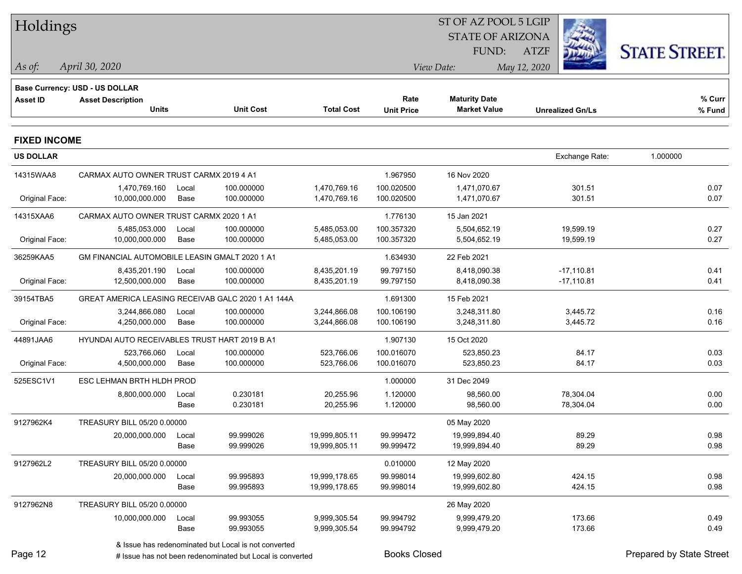# Holdings

ST OF AZ POOL 5 LGIP
STATE OF ARIZONA
FUND: ATZF

*As of:* *April 30, 2020*

*View Date:* *May 12, 2020*

STATE STREET.

**Base Currency: USD - US DOLLAR**

## FIXED INCOME

**US DOLLAR** — Exchange Rate: 1.000000

| Asset ID | Asset Description / Units | | Unit Cost | Total Cost | Rate / Unit Price | Maturity Date / Market Value | Unrealized Gn/Ls | % Curr / % Fund |
|---|---|---|---|---|---|---|---|---|
| 14315WAA8 | CARMAX AUTO OWNER TRUST CARMX 2019 4 A1 | | | | 1.967950 | 16 Nov 2020 | | |
| | 1,470,769.160 | Local | 100.000000 | 1,470,769.16 | 100.020500 | 1,471,070.67 | 301.51 | 0.07 |
| Original Face: | 10,000,000.000 | Base | 100.000000 | 1,470,769.16 | 100.020500 | 1,471,070.67 | 301.51 | 0.07 |
| 14315XAA6 | CARMAX AUTO OWNER TRUST CARMX 2020 1 A1 | | | | 1.776130 | 15 Jan 2021 | | |
| | 5,485,053.000 | Local | 100.000000 | 5,485,053.00 | 100.357320 | 5,504,652.19 | 19,599.19 | 0.27 |
| Original Face: | 10,000,000.000 | Base | 100.000000 | 5,485,053.00 | 100.357320 | 5,504,652.19 | 19,599.19 | 0.27 |
| 36259KAA5 | GM FINANCIAL AUTOMOBILE LEASIN GMALT 2020 1 A1 | | | | 1.634930 | 22 Feb 2021 | | |
| | 8,435,201.190 | Local | 100.000000 | 8,435,201.19 | 99.797150 | 8,418,090.38 | -17,110.81 | 0.41 |
| Original Face: | 12,500,000.000 | Base | 100.000000 | 8,435,201.19 | 99.797150 | 8,418,090.38 | -17,110.81 | 0.41 |
| 39154TBA5 | GREAT AMERICA LEASING RECEIVAB GALC 2020 1 A1 144A | | | | 1.691300 | 15 Feb 2021 | | |
| | 3,244,866.080 | Local | 100.000000 | 3,244,866.08 | 100.106190 | 3,248,311.80 | 3,445.72 | 0.16 |
| Original Face: | 4,250,000.000 | Base | 100.000000 | 3,244,866.08 | 100.106190 | 3,248,311.80 | 3,445.72 | 0.16 |
| 44891JAA6 | HYUNDAI AUTO RECEIVABLES TRUST HART 2019 B A1 | | | | 1.907130 | 15 Oct 2020 | | |
| | 523,766.060 | Local | 100.000000 | 523,766.06 | 100.016070 | 523,850.23 | 84.17 | 0.03 |
| Original Face: | 4,500,000.000 | Base | 100.000000 | 523,766.06 | 100.016070 | 523,850.23 | 84.17 | 0.03 |
| 525ESC1V1 | ESC LEHMAN BRTH HLDH PROD | | | | 1.000000 | 31 Dec 2049 | | |
| | 8,800,000.000 | Local | 0.230181 | 20,255.96 | 1.120000 | 98,560.00 | 78,304.04 | 0.00 |
| | | Base | 0.230181 | 20,255.96 | 1.120000 | 98,560.00 | 78,304.04 | 0.00 |
| 9127962K4 | TREASURY BILL 05/20 0.00000 | | | | | 05 May 2020 | | |
| | 20,000,000.000 | Local | 99.999026 | 19,999,805.11 | 99.999472 | 19,999,894.40 | 89.29 | 0.98 |
| | | Base | 99.999026 | 19,999,805.11 | 99.999472 | 19,999,894.40 | 89.29 | 0.98 |
| 9127962L2 | TREASURY BILL 05/20 0.00000 | | | | 0.010000 | 12 May 2020 | | |
| | 20,000,000.000 | Local | 99.995893 | 19,999,178.65 | 99.998014 | 19,999,602.80 | 424.15 | 0.98 |
| | | Base | 99.995893 | 19,999,178.65 | 99.998014 | 19,999,602.80 | 424.15 | 0.98 |
| 9127962N8 | TREASURY BILL 05/20 0.00000 | | | | | 26 May 2020 | | |
| | 10,000,000.000 | Local | 99.993055 | 9,999,305.54 | 99.994792 | 9,999,479.20 | 173.66 | 0.49 |
| | | Base | 99.993055 | 9,999,305.54 | 99.994792 | 9,999,479.20 | 173.66 | 0.49 |

& Issue has redenominated but Local is not converted
# Issue has not been redenominated but Local is converted

Books Closed

Prepared by State Street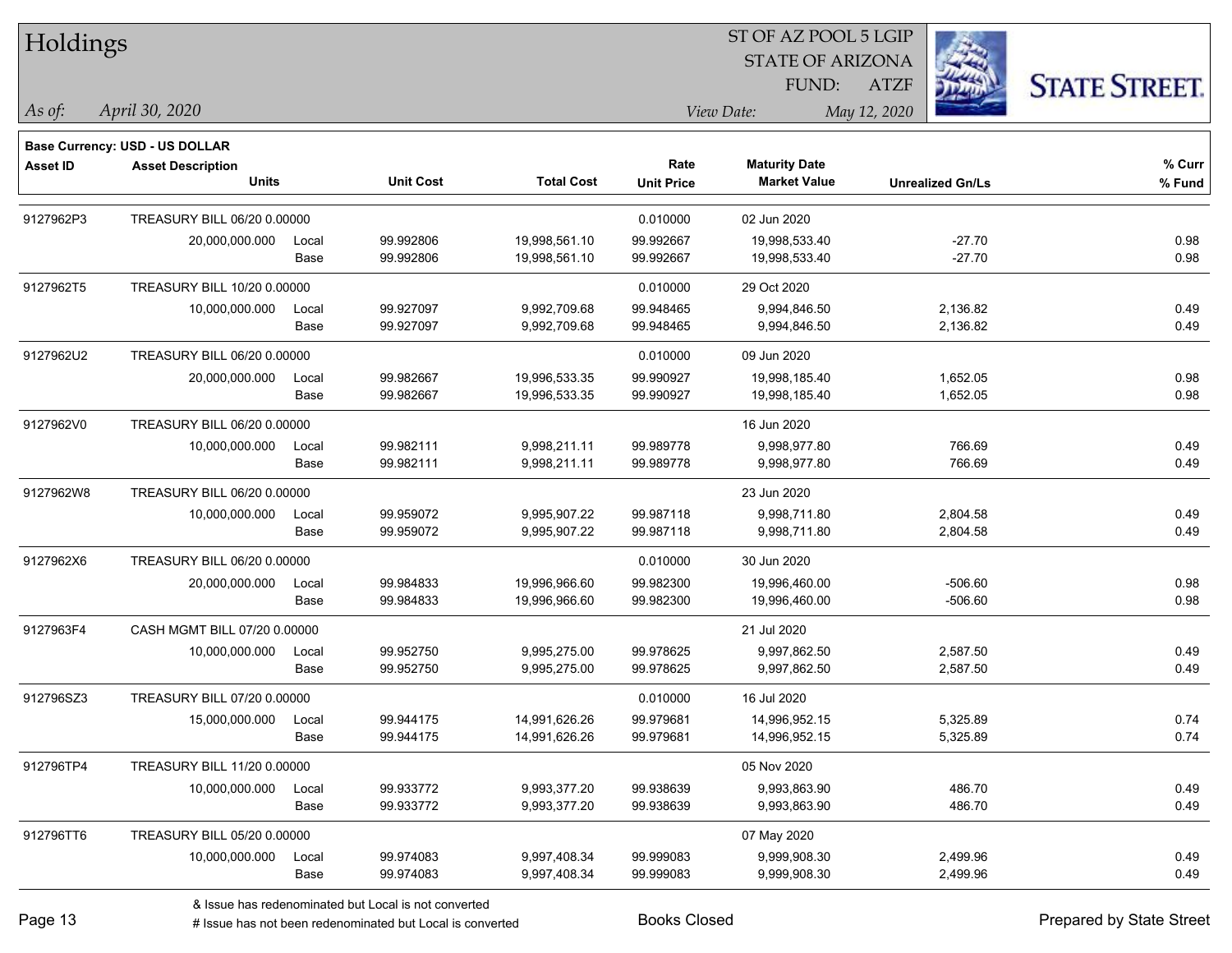# Holdings

ST OF AZ POOL 5 LGIP
STATE OF ARIZONA
FUND: ATZF

*As of:* *April 30, 2020*

*View Date:* *May 12, 2020*

**Base Currency: USD - US DOLLAR**

| Asset ID | Asset Description / Units | | Unit Cost | Total Cost | Rate / Unit Price | Maturity Date / Market Value | Unrealized Gn/Ls | % Curr / % Fund |
|---|---|---|---|---|---|---|---|---|
| 9127962P3 | TREASURY BILL 06/20 0.00000 | | | | 0.010000 | 02 Jun 2020 | | |
| | 20,000,000.000 | Local | 99.992806 | 19,998,561.10 | 99.992667 | 19,998,533.40 | -27.70 | 0.98 |
| | | Base | 99.992806 | 19,998,561.10 | 99.992667 | 19,998,533.40 | -27.70 | 0.98 |
| 9127962T5 | TREASURY BILL 10/20 0.00000 | | | | 0.010000 | 29 Oct 2020 | | |
| | 10,000,000.000 | Local | 99.927097 | 9,992,709.68 | 99.948465 | 9,994,846.50 | 2,136.82 | 0.49 |
| | | Base | 99.927097 | 9,992,709.68 | 99.948465 | 9,994,846.50 | 2,136.82 | 0.49 |
| 9127962U2 | TREASURY BILL 06/20 0.00000 | | | | 0.010000 | 09 Jun 2020 | | |
| | 20,000,000.000 | Local | 99.982667 | 19,996,533.35 | 99.990927 | 19,998,185.40 | 1,652.05 | 0.98 |
| | | Base | 99.982667 | 19,996,533.35 | 99.990927 | 19,998,185.40 | 1,652.05 | 0.98 |
| 9127962V0 | TREASURY BILL 06/20 0.00000 | | | | | 16 Jun 2020 | | |
| | 10,000,000.000 | Local | 99.982111 | 9,998,211.11 | 99.989778 | 9,998,977.80 | 766.69 | 0.49 |
| | | Base | 99.982111 | 9,998,211.11 | 99.989778 | 9,998,977.80 | 766.69 | 0.49 |
| 9127962W8 | TREASURY BILL 06/20 0.00000 | | | | | 23 Jun 2020 | | |
| | 10,000,000.000 | Local | 99.959072 | 9,995,907.22 | 99.987118 | 9,998,711.80 | 2,804.58 | 0.49 |
| | | Base | 99.959072 | 9,995,907.22 | 99.987118 | 9,998,711.80 | 2,804.58 | 0.49 |
| 9127962X6 | TREASURY BILL 06/20 0.00000 | | | | 0.010000 | 30 Jun 2020 | | |
| | 20,000,000.000 | Local | 99.984833 | 19,996,966.60 | 99.982300 | 19,996,460.00 | -506.60 | 0.98 |
| | | Base | 99.984833 | 19,996,966.60 | 99.982300 | 19,996,460.00 | -506.60 | 0.98 |
| 9127963F4 | CASH MGMT BILL 07/20 0.00000 | | | | | 21 Jul 2020 | | |
| | 10,000,000.000 | Local | 99.952750 | 9,995,275.00 | 99.978625 | 9,997,862.50 | 2,587.50 | 0.49 |
| | | Base | 99.952750 | 9,995,275.00 | 99.978625 | 9,997,862.50 | 2,587.50 | 0.49 |
| 912796SZ3 | TREASURY BILL 07/20 0.00000 | | | | 0.010000 | 16 Jul 2020 | | |
| | 15,000,000.000 | Local | 99.944175 | 14,991,626.26 | 99.979681 | 14,996,952.15 | 5,325.89 | 0.74 |
| | | Base | 99.944175 | 14,991,626.26 | 99.979681 | 14,996,952.15 | 5,325.89 | 0.74 |
| 912796TP4 | TREASURY BILL 11/20 0.00000 | | | | | 05 Nov 2020 | | |
| | 10,000,000.000 | Local | 99.933772 | 9,993,377.20 | 99.938639 | 9,993,863.90 | 486.70 | 0.49 |
| | | Base | 99.933772 | 9,993,377.20 | 99.938639 | 9,993,863.90 | 486.70 | 0.49 |
| 912796TT6 | TREASURY BILL 05/20 0.00000 | | | | | 07 May 2020 | | |
| | 10,000,000.000 | Local | 99.974083 | 9,997,408.34 | 99.999083 | 9,999,908.30 | 2,499.96 | 0.49 |
| | | Base | 99.974083 | 9,997,408.34 | 99.999083 | 9,999,908.30 | 2,499.96 | 0.49 |

& Issue has redenominated but Local is not converted
# Issue has not been redenominated but Local is converted

Books Closed

Prepared by State Street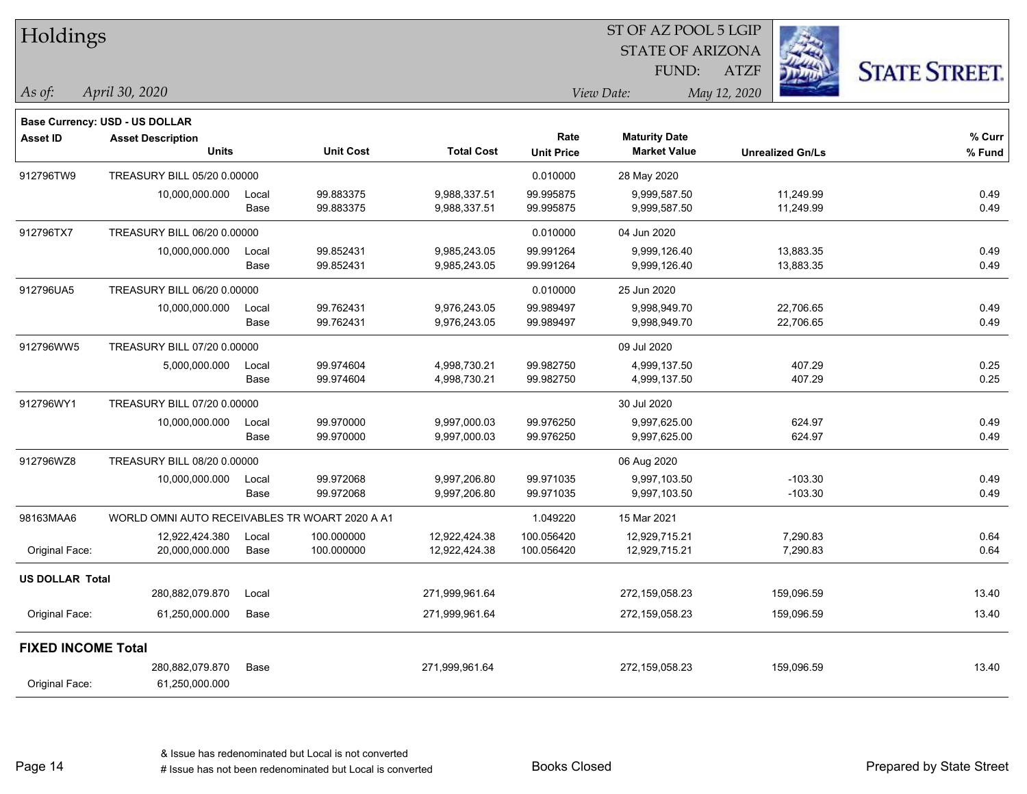# Holdings

ST OF AZ POOL 5 LGIP
STATE OF ARIZONA
FUND: ATZF

*As of:* *April 30, 2020*    *View Date:* *May 12, 2020*

STATE STREET.

**Base Currency: USD - US DOLLAR**

| Asset ID | Asset Description / Units | | Unit Cost | Total Cost | Rate / Unit Price | Maturity Date / Market Value | Unrealized Gn/Ls | % Curr / % Fund |
|---|---|---|---|---|---|---|---|---|
| 912796TW9 | TREASURY BILL 05/20 0.00000 | | | | 0.010000 | 28 May 2020 | | |
| | 10,000,000.000 | Local | 99.883375 | 9,988,337.51 | 99.995875 | 9,999,587.50 | 11,249.99 | 0.49 |
| | | Base | 99.883375 | 9,988,337.51 | 99.995875 | 9,999,587.50 | 11,249.99 | 0.49 |
| 912796TX7 | TREASURY BILL 06/20 0.00000 | | | | 0.010000 | 04 Jun 2020 | | |
| | 10,000,000.000 | Local | 99.852431 | 9,985,243.05 | 99.991264 | 9,999,126.40 | 13,883.35 | 0.49 |
| | | Base | 99.852431 | 9,985,243.05 | 99.991264 | 9,999,126.40 | 13,883.35 | 0.49 |
| 912796UA5 | TREASURY BILL 06/20 0.00000 | | | | 0.010000 | 25 Jun 2020 | | |
| | 10,000,000.000 | Local | 99.762431 | 9,976,243.05 | 99.989497 | 9,998,949.70 | 22,706.65 | 0.49 |
| | | Base | 99.762431 | 9,976,243.05 | 99.989497 | 9,998,949.70 | 22,706.65 | 0.49 |
| 912796WW5 | TREASURY BILL 07/20 0.00000 | | | | | 09 Jul 2020 | | |
| | 5,000,000.000 | Local | 99.974604 | 4,998,730.21 | 99.982750 | 4,999,137.50 | 407.29 | 0.25 |
| | | Base | 99.974604 | 4,998,730.21 | 99.982750 | 4,999,137.50 | 407.29 | 0.25 |
| 912796WY1 | TREASURY BILL 07/20 0.00000 | | | | | 30 Jul 2020 | | |
| | 10,000,000.000 | Local | 99.970000 | 9,997,000.03 | 99.976250 | 9,997,625.00 | 624.97 | 0.49 |
| | | Base | 99.970000 | 9,997,000.03 | 99.976250 | 9,997,625.00 | 624.97 | 0.49 |
| 912796WZ8 | TREASURY BILL 08/20 0.00000 | | | | | 06 Aug 2020 | | |
| | 10,000,000.000 | Local | 99.972068 | 9,997,206.80 | 99.971035 | 9,997,103.50 | -103.30 | 0.49 |
| | | Base | 99.972068 | 9,997,206.80 | 99.971035 | 9,997,103.50 | -103.30 | 0.49 |
| 98163MAA6 | WORLD OMNI AUTO RECEIVABLES TR WOART 2020 A A1 | | | | 1.049220 | 15 Mar 2021 | | |
| | 12,922,424.380 | Local | 100.000000 | 12,922,424.38 | 100.056420 | 12,929,715.21 | 7,290.83 | 0.64 |
| Original Face: | 20,000,000.000 | Base | 100.000000 | 12,922,424.38 | 100.056420 | 12,929,715.21 | 7,290.83 | 0.64 |
| **US DOLLAR Total** | | | | | | | | |
| | 280,882,079.870 | Local | | 271,999,961.64 | | 272,159,058.23 | 159,096.59 | 13.40 |
| Original Face: | 61,250,000.000 | Base | | 271,999,961.64 | | 272,159,058.23 | 159,096.59 | 13.40 |
| **FIXED INCOME Total** | | | | | | | | |
| | 280,882,079.870 | Base | | 271,999,961.64 | | 272,159,058.23 | 159,096.59 | 13.40 |
| Original Face: | 61,250,000.000 | | | | | | | |

& Issue has redenominated but Local is not converted
# Issue has not been redenominated but Local is converted

Books Closed

Prepared by State Street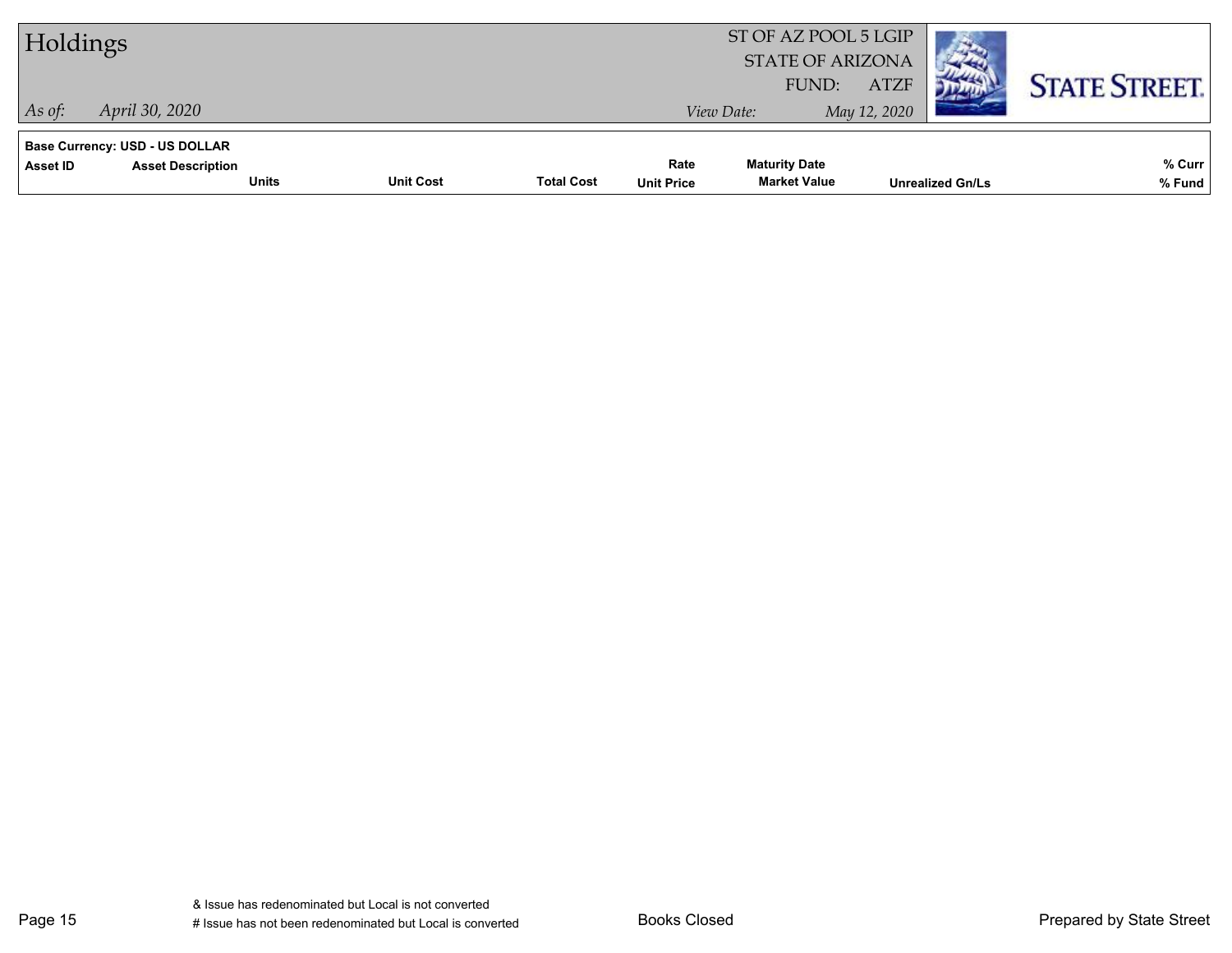## Holdings

ST OF AZ POOL 5 LGIP
STATE OF ARIZONA
FUND: ATZF

*As of:* *April 30, 2020*  *View Date:* *May 12, 2020*

**Base Currency: USD - US DOLLAR**

| Asset ID | Asset Description | Units | Unit Cost | Total Cost | Rate / Unit Price | Maturity Date / Market Value | Unrealized Gn/Ls | % Curr / % Fund |
|---|---|---|---|---|---|---|---|---|

& Issue has redenominated but Local is not converted
# Issue has not been redenominated but Local is converted

Books Closed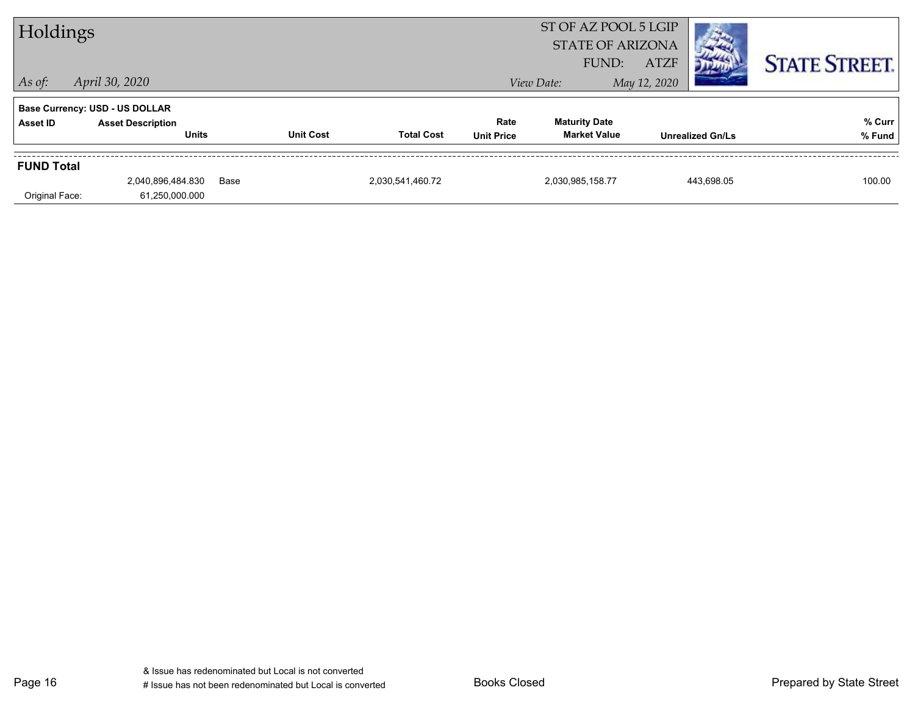# Holdings

ST OF AZ POOL 5 LGIP
STATE OF ARIZONA
FUND: ATZF

*As of:* *April 30, 2020*

*View Date:* *May 12, 2020*

**Base Currency: USD - US DOLLAR**

| Asset ID | Asset Description / Units | | Unit Cost | Total Cost | Rate / Unit Price | Maturity Date / Market Value | Unrealized Gn/Ls | % Curr / % Fund |
|---|---|---|---|---|---|---|---|---|
| **FUND Total** | | | | | | | | |
| | 2,040,896,484.830 | Base | | 2,030,541,460.72 | | 2,030,985,158.77 | 443,698.05 | 100.00 |
| Original Face: | 61,250,000.000 | | | | | | | |

& Issue has redenominated but Local is not converted
# Issue has not been redenominated but Local is converted

Books Closed

Prepared by State Street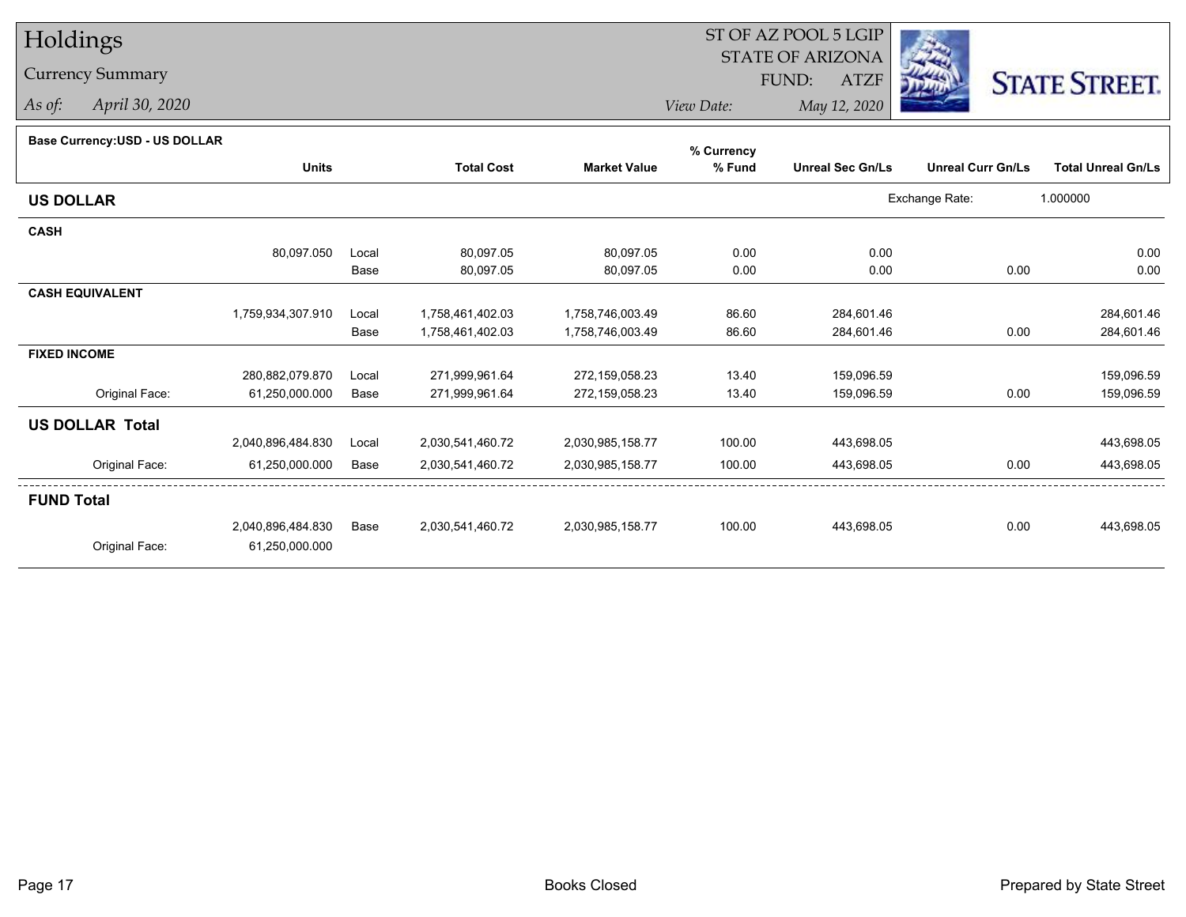# Holdings

## Currency Summary

*As of:* April 30, 2020

ST OF AZ POOL 5 LGIP
STATE OF ARIZONA
FUND: ATZF

*View Date:* May 12, 2020

**Base Currency:USD - US DOLLAR**

| | Units | | Total Cost | Market Value | % Currency % Fund | Unreal Sec Gn/Ls | Unreal Curr Gn/Ls | Total Unreal Gn/Ls |
|---|---|---|---|---|---|---|---|---|
| **US DOLLAR** | | | | | | Exchange Rate: | 1.000000 | |
| **CASH** | | | | | | | | |
| | 80,097.050 | Local | 80,097.05 | 80,097.05 | 0.00 | 0.00 | | 0.00 |
| | | Base | 80,097.05 | 80,097.05 | 0.00 | 0.00 | 0.00 | 0.00 |
| **CASH EQUIVALENT** | | | | | | | | |
| | 1,759,934,307.910 | Local | 1,758,461,402.03 | 1,758,746,003.49 | 86.60 | 284,601.46 | | 284,601.46 |
| | | Base | 1,758,461,402.03 | 1,758,746,003.49 | 86.60 | 284,601.46 | 0.00 | 284,601.46 |
| **FIXED INCOME** | | | | | | | | |
| | 280,882,079.870 | Local | 271,999,961.64 | 272,159,058.23 | 13.40 | 159,096.59 | | 159,096.59 |
| Original Face: | 61,250,000.000 | Base | 271,999,961.64 | 272,159,058.23 | 13.40 | 159,096.59 | 0.00 | 159,096.59 |
| **US DOLLAR Total** | | | | | | | | |
| | 2,040,896,484.830 | Local | 2,030,541,460.72 | 2,030,985,158.77 | 100.00 | 443,698.05 | | 443,698.05 |
| Original Face: | 61,250,000.000 | Base | 2,030,541,460.72 | 2,030,985,158.77 | 100.00 | 443,698.05 | 0.00 | 443,698.05 |
| **FUND Total** | | | | | | | | |
| | 2,040,896,484.830 | Base | 2,030,541,460.72 | 2,030,985,158.77 | 100.00 | 443,698.05 | 0.00 | 443,698.05 |
| Original Face: | 61,250,000.000 | | | | | | | |

Books Closed

Prepared by State Street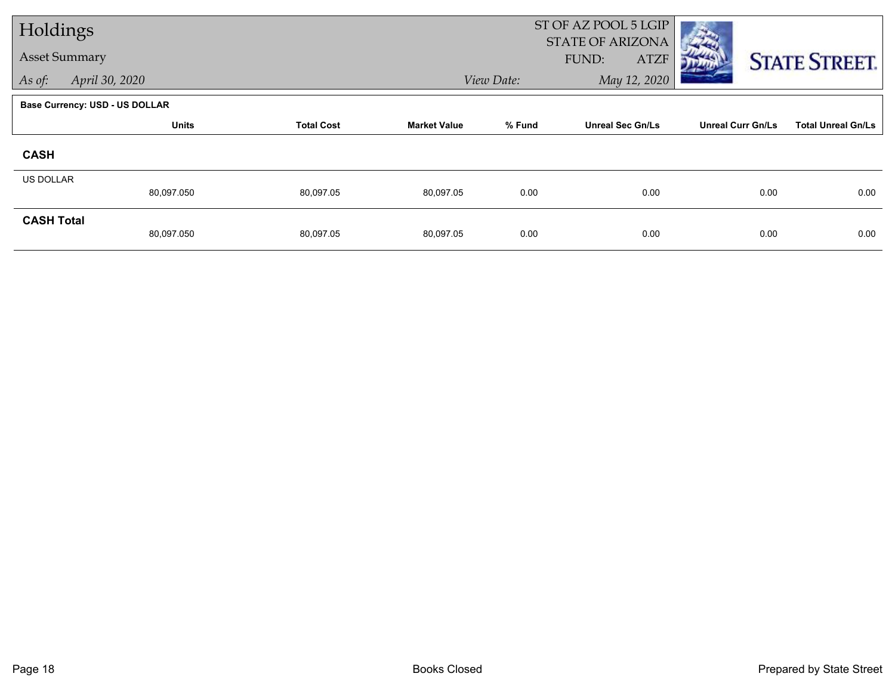# Holdings

## Asset Summary

*As of:* April 30, 2020

ST OF AZ POOL 5 LGIP
STATE OF ARIZONA
FUND: ATZF

*View Date:* May 12, 2020

**Base Currency: USD - US DOLLAR**

| | Units | Total Cost | Market Value | % Fund | Unreal Sec Gn/Ls | Unreal Curr Gn/Ls | Total Unreal Gn/Ls |
|---|---|---|---|---|---|---|---|
| **CASH** | | | | | | | |
| US DOLLAR | 80,097.050 | 80,097.05 | 80,097.05 | 0.00 | 0.00 | 0.00 | 0.00 |
| **CASH Total** | 80,097.050 | 80,097.05 | 80,097.05 | 0.00 | 0.00 | 0.00 | 0.00 |

Books Closed

Prepared by State Street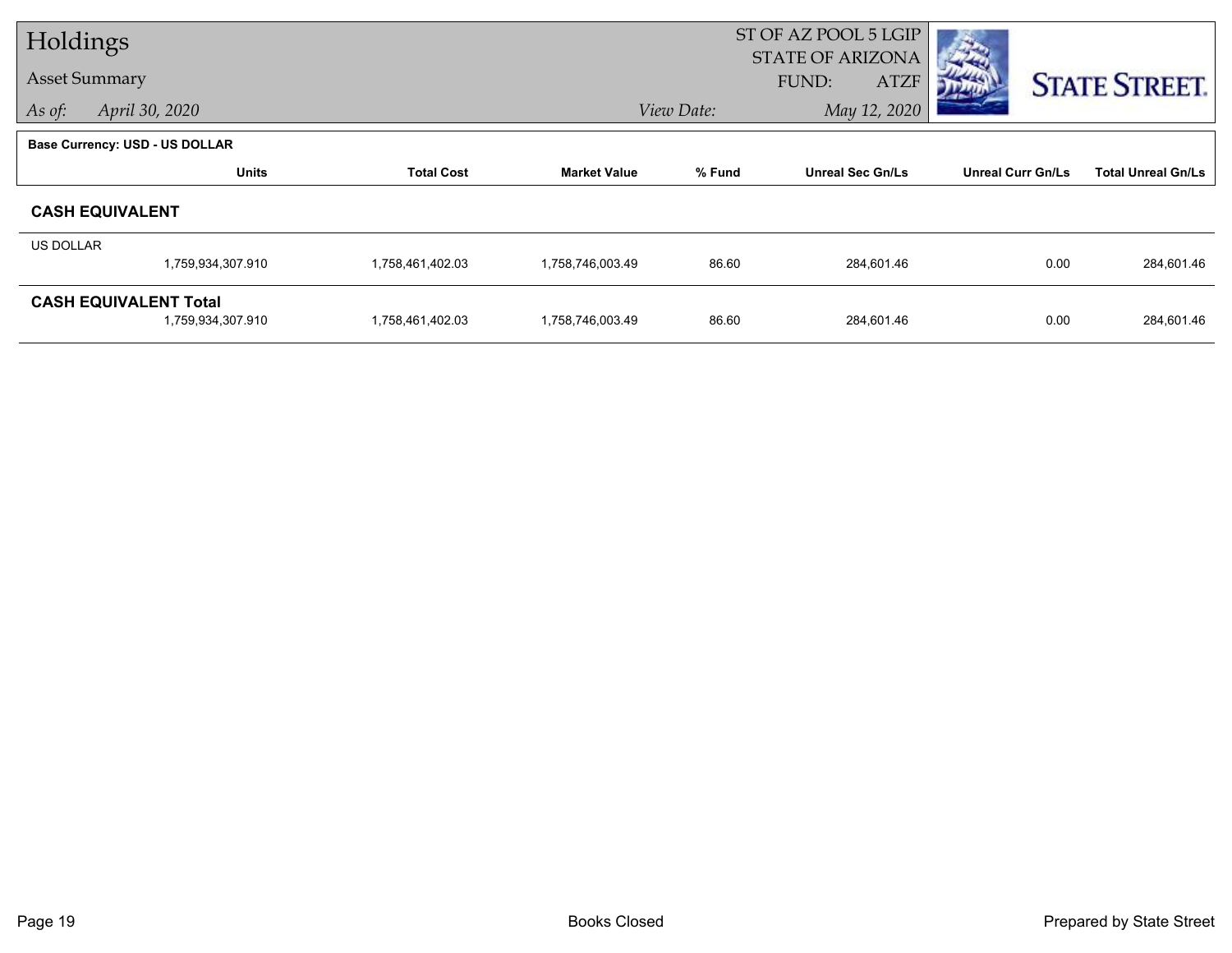# Holdings

## Asset Summary

*As of:* *April 30, 2020*

ST OF AZ POOL 5 LGIP
STATE OF ARIZONA
FUND: ATZF

*View Date:* *May 12, 2020*

**Base Currency: USD - US DOLLAR**

| | Units | Total Cost | Market Value | % Fund | Unreal Sec Gn/Ls | Unreal Curr Gn/Ls | Total Unreal Gn/Ls |
|---|---|---|---|---|---|---|---|
| **CASH EQUIVALENT** | | | | | | | |
| US DOLLAR | 1,759,934,307.910 | 1,758,461,402.03 | 1,758,746,003.49 | 86.60 | 284,601.46 | 0.00 | 284,601.46 |
| **CASH EQUIVALENT Total** | 1,759,934,307.910 | 1,758,461,402.03 | 1,758,746,003.49 | 86.60 | 284,601.46 | 0.00 | 284,601.46 |

Books Closed

Prepared by State Street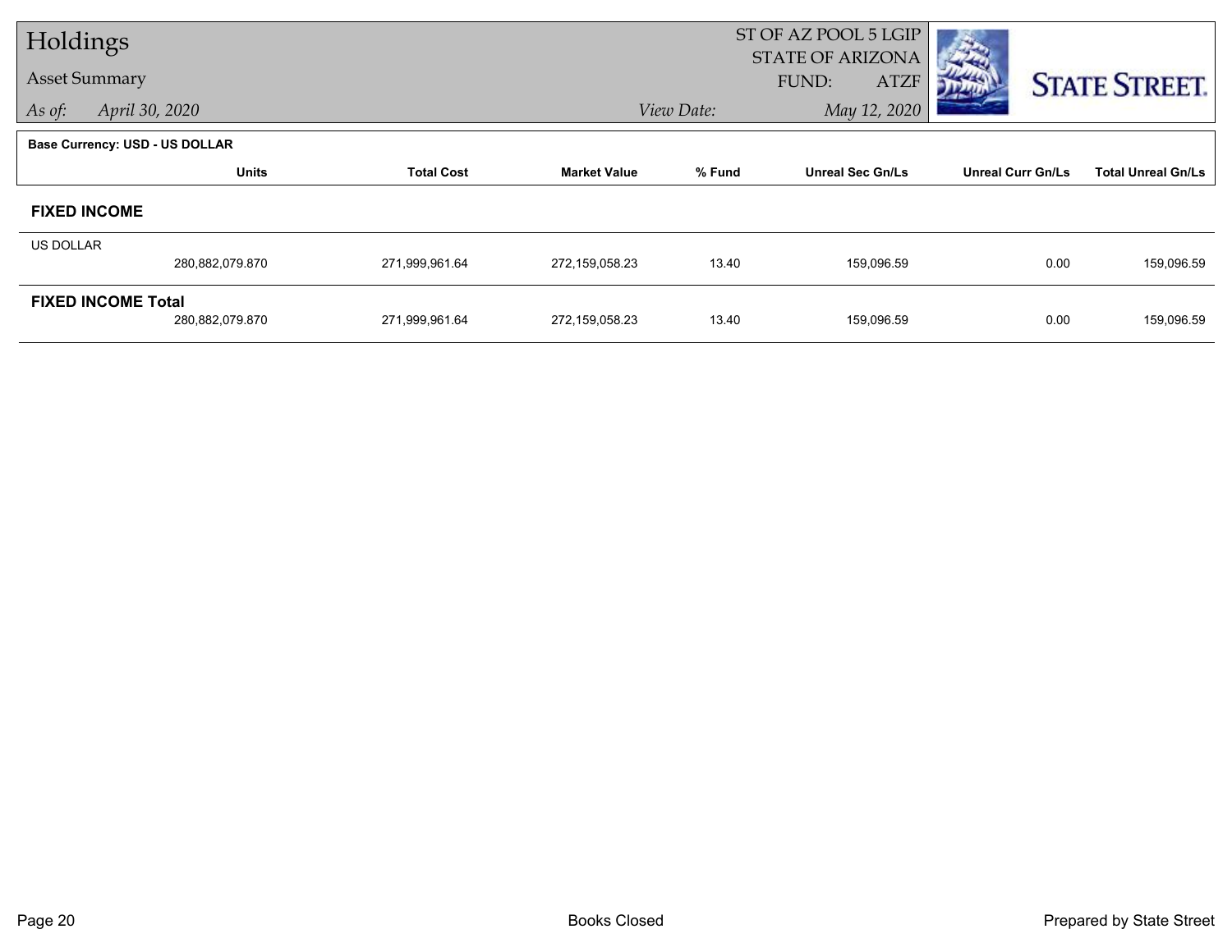# Holdings

## Asset Summary

*As of:* April 30, 2020

ST OF AZ POOL 5 LGIP
STATE OF ARIZONA
FUND: ATZF
*View Date:* May 12, 2020

**Base Currency: USD - US DOLLAR**

| | Units | Total Cost | Market Value | % Fund | Unreal Sec Gn/Ls | Unreal Curr Gn/Ls | Total Unreal Gn/Ls |
|---|---|---|---|---|---|---|---|
| **FIXED INCOME** | | | | | | | |
| US DOLLAR | 280,882,079.870 | 271,999,961.64 | 272,159,058.23 | 13.40 | 159,096.59 | 0.00 | 159,096.59 |
| **FIXED INCOME Total** | 280,882,079.870 | 271,999,961.64 | 272,159,058.23 | 13.40 | 159,096.59 | 0.00 | 159,096.59 |

Books Closed

Prepared by State Street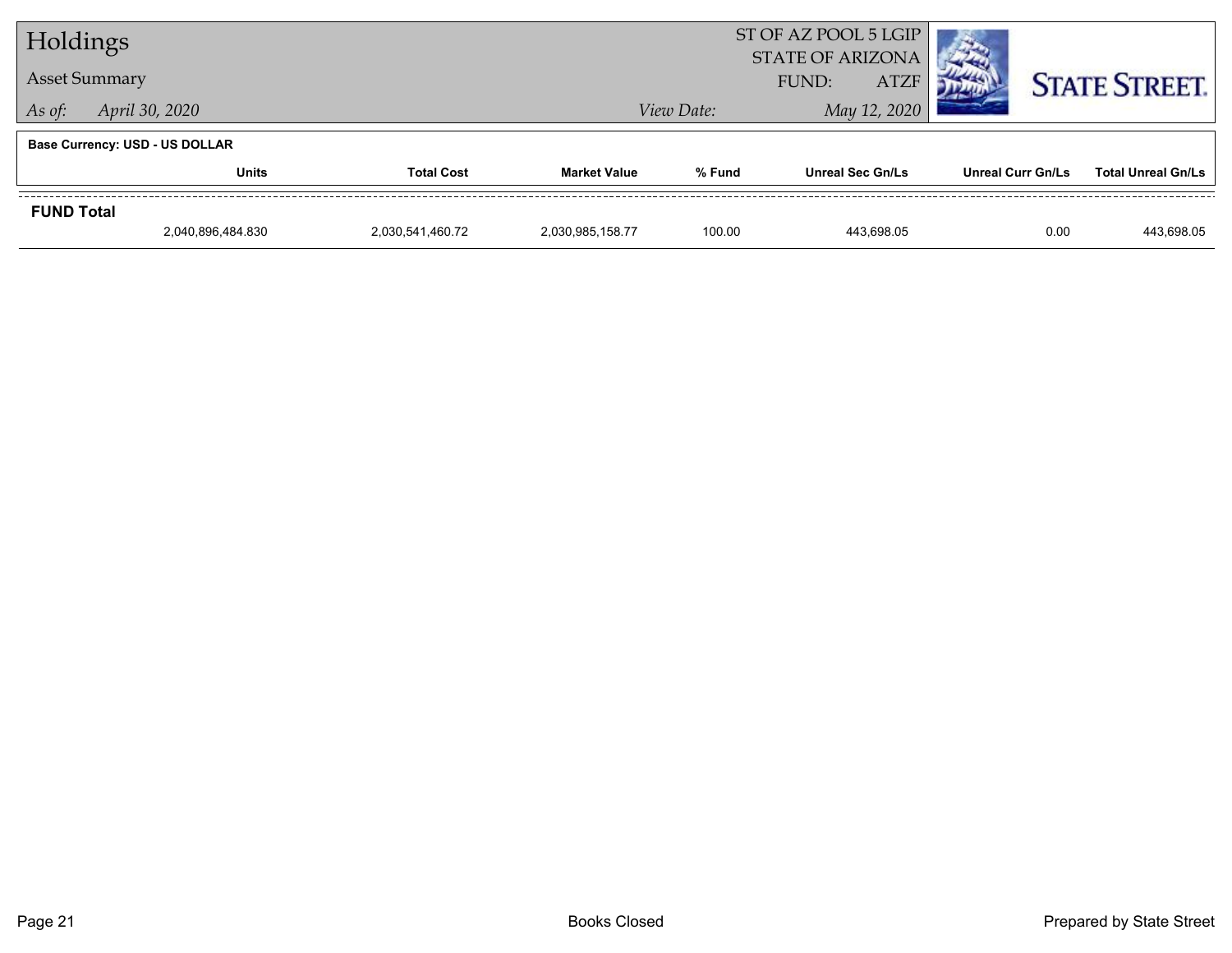# Holdings

## Asset Summary

*As of:* *April 30, 2020*

ST OF AZ POOL 5 LGIP
STATE OF ARIZONA
FUND: ATZF

*View Date:* *May 12, 2020*

STATE STREET.

**Base Currency: USD - US DOLLAR**

| | Units | Total Cost | Market Value | % Fund | Unreal Sec Gn/Ls | Unreal Curr Gn/Ls | Total Unreal Gn/Ls |
|---|---|---|---|---|---|---|---|
| **FUND Total** | | | | | | | |
| | 2,040,896,484.830 | 2,030,541,460.72 | 2,030,985,158.77 | 100.00 | 443,698.05 | 0.00 | 443,698.05 |

Books Closed

Prepared by State Street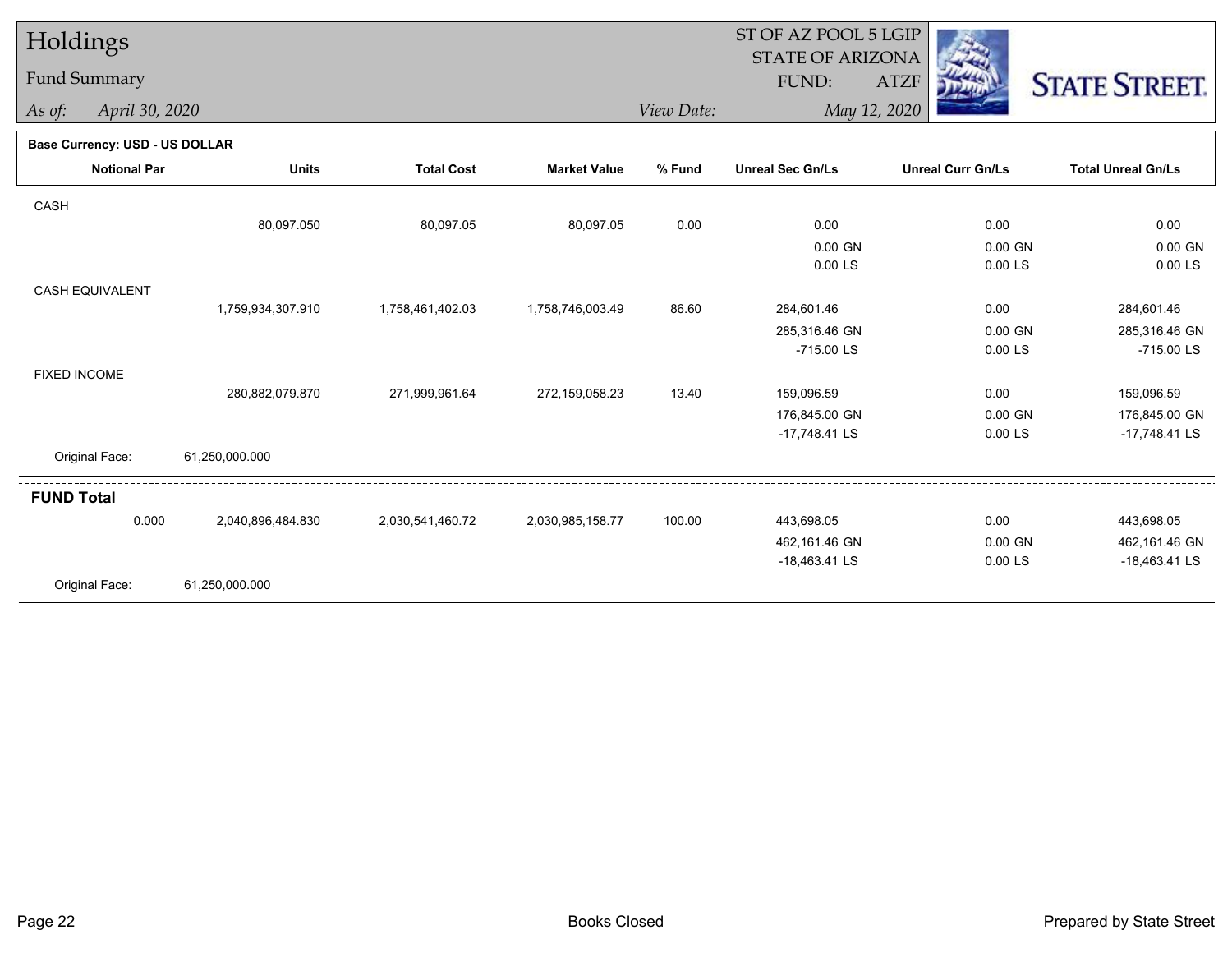# Holdings

Fund Summary

*As of:* *April 30, 2020*

ST OF AZ POOL 5 LGIP
STATE OF ARIZONA
FUND: ATZF

*View Date:* *May 12, 2020*

STATE STREET.

**Base Currency: USD - US DOLLAR**

| Notional Par | Units | Total Cost | Market Value | % Fund | Unreal Sec Gn/Ls | Unreal Curr Gn/Ls | Total Unreal Gn/Ls |
|---|---|---|---|---|---|---|---|
| CASH | | | | | | | |
| | 80,097.050 | 80,097.05 | 80,097.05 | 0.00 | 0.00 | 0.00 | 0.00 |
| | | | | | 0.00 GN | 0.00 GN | 0.00 GN |
| | | | | | 0.00 LS | 0.00 LS | 0.00 LS |
| CASH EQUIVALENT | | | | | | | |
| | 1,759,934,307.910 | 1,758,461,402.03 | 1,758,746,003.49 | 86.60 | 284,601.46 | 0.00 | 284,601.46 |
| | | | | | 285,316.46 GN | 0.00 GN | 285,316.46 GN |
| | | | | | -715.00 LS | 0.00 LS | -715.00 LS |
| FIXED INCOME | | | | | | | |
| | 280,882,079.870 | 271,999,961.64 | 272,159,058.23 | 13.40 | 159,096.59 | 0.00 | 159,096.59 |
| | | | | | 176,845.00 GN | 0.00 GN | 176,845.00 GN |
| | | | | | -17,748.41 LS | 0.00 LS | -17,748.41 LS |
| Original Face: | 61,250,000.000 | | | | | | |
| **FUND Total** | | | | | | | |
| 0.000 | 2,040,896,484.830 | 2,030,541,460.72 | 2,030,985,158.77 | 100.00 | 443,698.05 | 0.00 | 443,698.05 |
| | | | | | 462,161.46 GN | 0.00 GN | 462,161.46 GN |
| | | | | | -18,463.41 LS | 0.00 LS | -18,463.41 LS |
| Original Face: | 61,250,000.000 | | | | | | |

Books Closed

Prepared by State Street